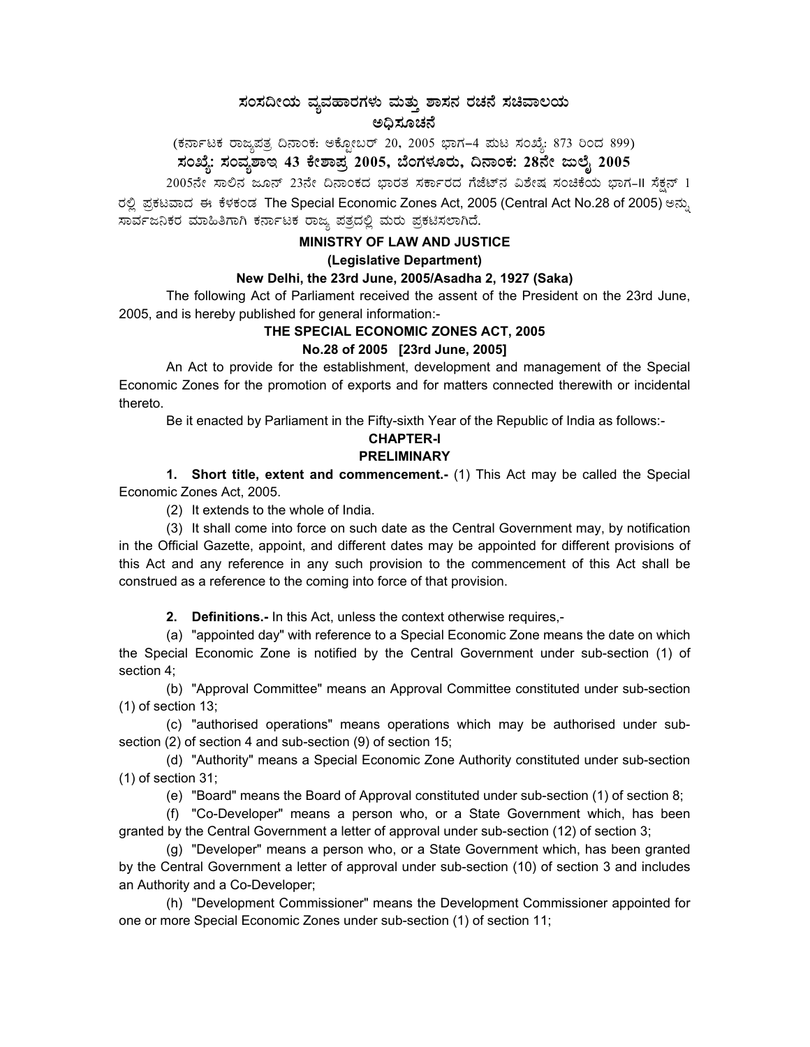# ಸಂಸದೀಯ ವ್ಯವಹಾರಗಳು ಮತ್ತು ಶಾಸನ ರಚನೆ ಸಚಿವಾಲಯ

## ಅಧಿಸೂಚನೆ

(ಕರ್ನಾಟಕ ರಾಜ್ಯಪತ್ರ ದಿನಾಂಕ: ಅಕ್ಟೋಬರ್ 20, 2005 ಭಾಗ–4 ಪುಟ ಸಂಖ್ಯೆ: 873 ರಿಂದ 899)

**ಸಂಖ್ಯೆ: ಸಂವ್ಯಶಾಇ 43 ಕೇಶಾಪ್ರ 2005, ಬೆಂಗಳೂರು, ದಿನಾಂಕ: 28ನೇ ಜುಲೈ 2005**

2005ನೇ ಸಾಲಿನ ಜೂನ್ 23ನೇ ದಿನಾಂಕದ ಭಾರತ ಸರ್ಕಾರದ ಗೆಜೆಟ್‌ನ ವಿಶೇಷ ಸಂಚಿಕೆಯ ಭಾಗ-II ಸೆಕ್ಷನ್ 1 ರಲ್ಲಿ ಪ್ರಕಟವಾದ ಈ ಕೆಳಕಂಡ The Special Economic Zones Act, 2005 (Central Act No.28 of 2005) ಅನ್ನು ಸಾರ್ವಜನಿಕರ ಮಾಹಿತಿಗಾಗಿ ಕರ್ನಾಟಕ ರಾಜ್ಯ ಪತ್ರದಲ್ಲಿ ಮರು ಪ್ರಕಟಿಸಲಾಗಿದೆ.

**MINISTRY OF LAW AND JUSTICE**

**(Legislative Department)**

**New Delhi, the 23rd June, 2005/Asadha 2, 1927 (Saka)**

The following Act of Parliament received the assent of the President on the 23rd June, 2005, and is hereby published for general information:-

**THE SPECIAL ECONOMIC ZONES ACT, 2005**

**No.28 of 2005 [23rd June, 2005]**

An Act to provide for the establishment, development and management of the Special Economic Zones for the promotion of exports and for matters connected therewith or incidental thereto.

Be it enacted by Parliament in the Fifty-sixth Year of the Republic of India as follows:-

**CHAPTER-I**

**PRELIMINARY**

**1. Short title, extent and commencement.-** (1) This Act may be called the Special Economic Zones Act, 2005.

(2) It extends to the whole of India.

(3) It shall come into force on such date as the Central Government may, by notification in the Official Gazette, appoint, and different dates may be appointed for different provisions of this Act and any reference in any such provision to the commencement of this Act shall be construed as a reference to the coming into force of that provision.

**2. Definitions.-** In this Act, unless the context otherwise requires,-

(a) "appointed day" with reference to a Special Economic Zone means the date on which the Special Economic Zone is notified by the Central Government under sub-section (1) of section 4;

(b) "Approval Committee" means an Approval Committee constituted under sub-section (1) of section 13;

(c) "authorised operations" means operations which may be authorised under sub-section (2) of section 4 and sub-section (9) of section 15;

(d) "Authority" means a Special Economic Zone Authority constituted under sub-section (1) of section 31;

(e) "Board" means the Board of Approval constituted under sub-section (1) of section 8;

(f) "Co-Developer" means a person who, or a State Government which, has been granted by the Central Government a letter of approval under sub-section (12) of section 3;

(g) "Developer" means a person who, or a State Government which, has been granted by the Central Government a letter of approval under sub-section (10) of section 3 and includes an Authority and a Co-Developer;

(h) "Development Commissioner" means the Development Commissioner appointed for one or more Special Economic Zones under sub-section (1) of section 11;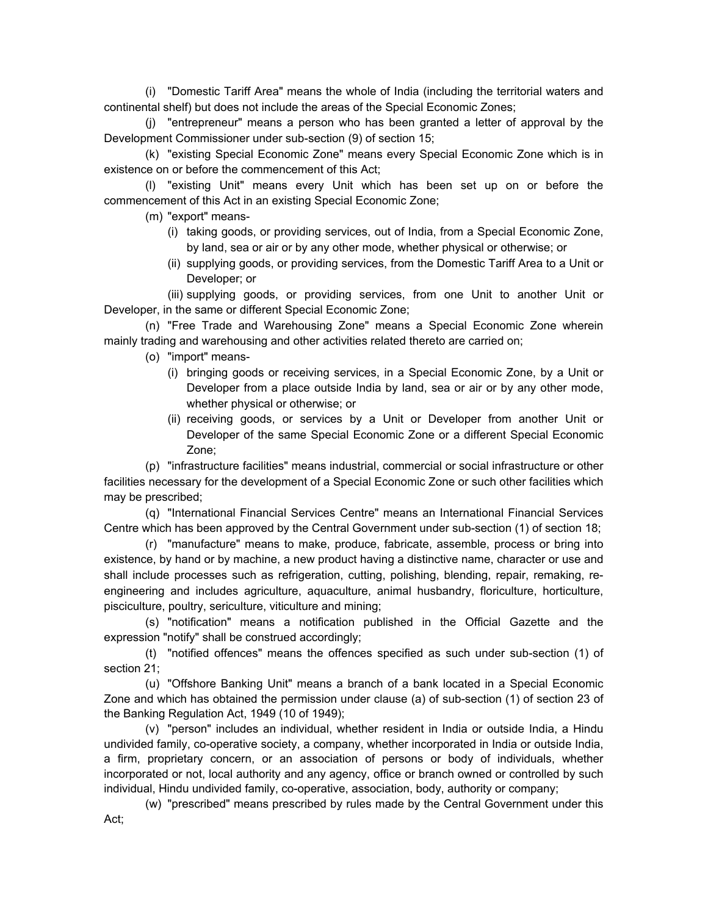(i) "Domestic Tariff Area" means the whole of India (including the territorial waters and continental shelf) but does not include the areas of the Special Economic Zones;

(j) "entrepreneur" means a person who has been granted a letter of approval by the Development Commissioner under sub-section (9) of section 15;

(k) "existing Special Economic Zone" means every Special Economic Zone which is in existence on or before the commencement of this Act;

(l) "existing Unit" means every Unit which has been set up on or before the commencement of this Act in an existing Special Economic Zone;

(m) "export" means-

(i) taking goods, or providing services, out of India, from a Special Economic Zone, by land, sea or air or by any other mode, whether physical or otherwise; or

(ii) supplying goods, or providing services, from the Domestic Tariff Area to a Unit or Developer; or

(iii) supplying goods, or providing services, from one Unit to another Unit or Developer, in the same or different Special Economic Zone;

(n) "Free Trade and Warehousing Zone" means a Special Economic Zone wherein mainly trading and warehousing and other activities related thereto are carried on;

(o) "import" means-

(i) bringing goods or receiving services, in a Special Economic Zone, by a Unit or Developer from a place outside India by land, sea or air or by any other mode, whether physical or otherwise; or

(ii) receiving goods, or services by a Unit or Developer from another Unit or Developer of the same Special Economic Zone or a different Special Economic Zone;

(p) "infrastructure facilities" means industrial, commercial or social infrastructure or other facilities necessary for the development of a Special Economic Zone or such other facilities which may be prescribed;

(q) "International Financial Services Centre" means an International Financial Services Centre which has been approved by the Central Government under sub-section (1) of section 18;

(r) "manufacture" means to make, produce, fabricate, assemble, process or bring into existence, by hand or by machine, a new product having a distinctive name, character or use and shall include processes such as refrigeration, cutting, polishing, blending, repair, remaking, re-engineering and includes agriculture, aquaculture, animal husbandry, floriculture, horticulture, pisciculture, poultry, sericulture, viticulture and mining;

(s) "notification" means a notification published in the Official Gazette and the expression "notify" shall be construed accordingly;

(t) "notified offences" means the offences specified as such under sub-section (1) of section 21;

(u) "Offshore Banking Unit" means a branch of a bank located in a Special Economic Zone and which has obtained the permission under clause (a) of sub-section (1) of section 23 of the Banking Regulation Act, 1949 (10 of 1949);

(v) "person" includes an individual, whether resident in India or outside India, a Hindu undivided family, co-operative society, a company, whether incorporated in India or outside India, a firm, proprietary concern, or an association of persons or body of individuals, whether incorporated or not, local authority and any agency, office or branch owned or controlled by such individual, Hindu undivided family, co-operative, association, body, authority or company;

(w) "prescribed" means prescribed by rules made by the Central Government under this Act;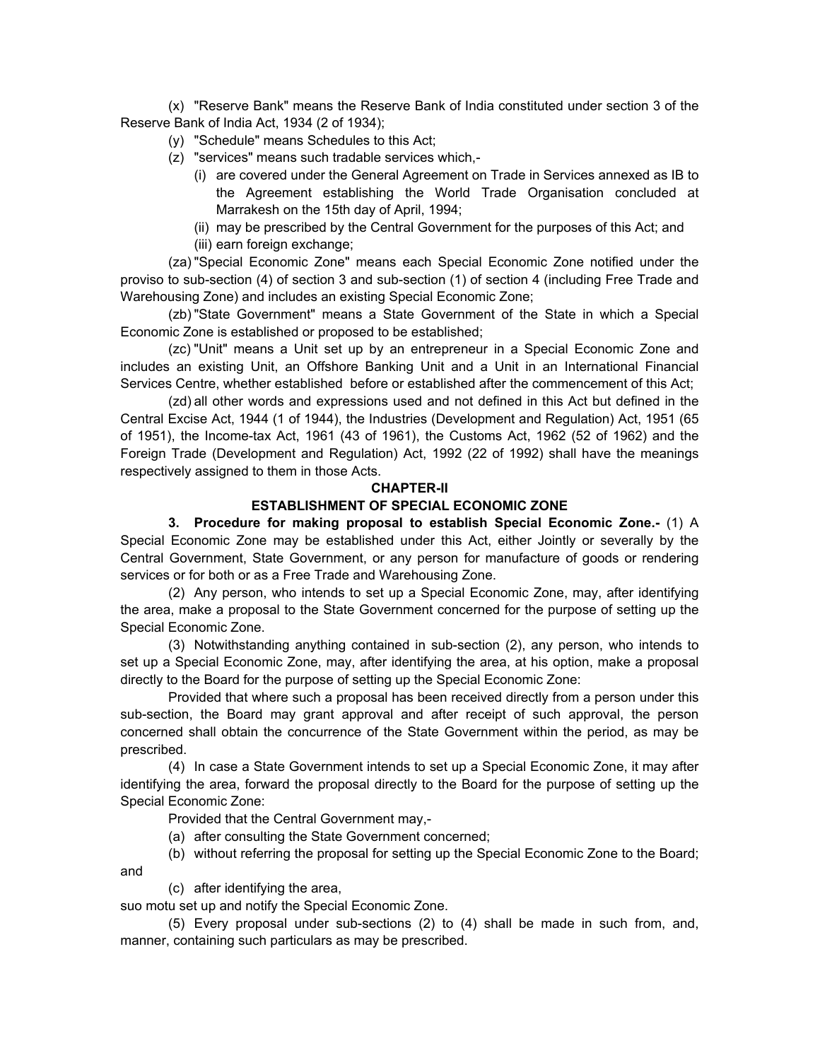(x) "Reserve Bank" means the Reserve Bank of India constituted under section 3 of the Reserve Bank of India Act, 1934 (2 of 1934);

(y) "Schedule" means Schedules to this Act;

(z) "services" means such tradable services which,-

(i) are covered under the General Agreement on Trade in Services annexed as IB to the Agreement establishing the World Trade Organisation concluded at Marrakesh on the 15th day of April, 1994;

(ii) may be prescribed by the Central Government for the purposes of this Act; and

(iii) earn foreign exchange;

(za) "Special Economic Zone" means each Special Economic Zone notified under the proviso to sub-section (4) of section 3 and sub-section (1) of section 4 (including Free Trade and Warehousing Zone) and includes an existing Special Economic Zone;

(zb) "State Government" means a State Government of the State in which a Special Economic Zone is established or proposed to be established;

(zc) "Unit" means a Unit set up by an entrepreneur in a Special Economic Zone and includes an existing Unit, an Offshore Banking Unit and a Unit in an International Financial Services Centre, whether established before or established after the commencement of this Act;

(zd) all other words and expressions used and not defined in this Act but defined in the Central Excise Act, 1944 (1 of 1944), the Industries (Development and Regulation) Act, 1951 (65 of 1951), the Income-tax Act, 1961 (43 of 1961), the Customs Act, 1962 (52 of 1962) and the Foreign Trade (Development and Regulation) Act, 1992 (22 of 1992) shall have the meanings respectively assigned to them in those Acts.

## CHAPTER-II

## ESTABLISHMENT OF SPECIAL ECONOMIC ZONE

**3. Procedure for making proposal to establish Special Economic Zone.-** (1) A Special Economic Zone may be established under this Act, either Jointly or severally by the Central Government, State Government, or any person for manufacture of goods or rendering services or for both or as a Free Trade and Warehousing Zone.

(2) Any person, who intends to set up a Special Economic Zone, may, after identifying the area, make a proposal to the State Government concerned for the purpose of setting up the Special Economic Zone.

(3) Notwithstanding anything contained in sub-section (2), any person, who intends to set up a Special Economic Zone, may, after identifying the area, at his option, make a proposal directly to the Board for the purpose of setting up the Special Economic Zone:

Provided that where such a proposal has been received directly from a person under this sub-section, the Board may grant approval and after receipt of such approval, the person concerned shall obtain the concurrence of the State Government within the period, as may be prescribed.

(4) In case a State Government intends to set up a Special Economic Zone, it may after identifying the area, forward the proposal directly to the Board for the purpose of setting up the Special Economic Zone:

Provided that the Central Government may,-

(a) after consulting the State Government concerned;

(b) without referring the proposal for setting up the Special Economic Zone to the Board; and

(c) after identifying the area,

suo motu set up and notify the Special Economic Zone.

(5) Every proposal under sub-sections (2) to (4) shall be made in such from, and, manner, containing such particulars as may be prescribed.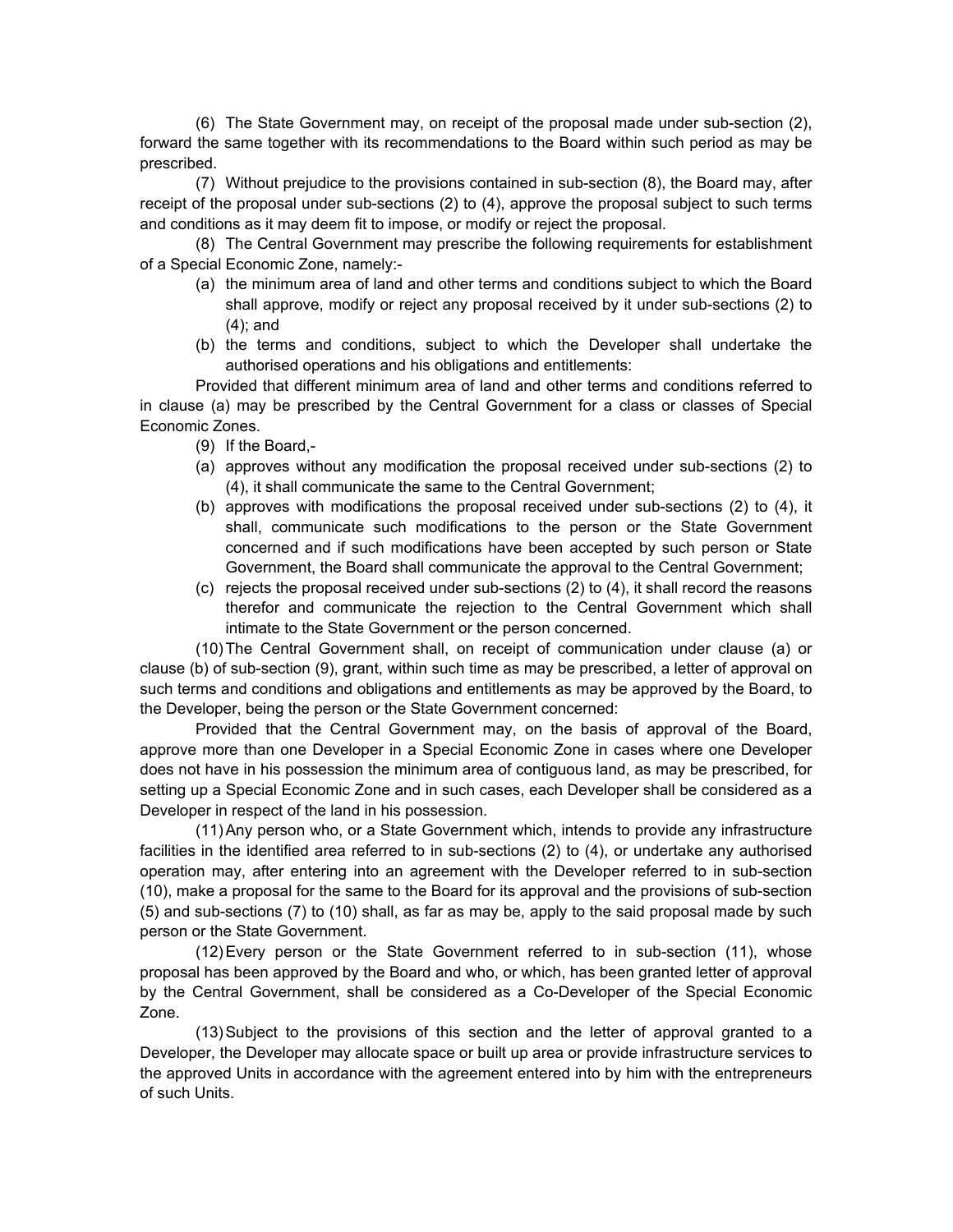(6) The State Government may, on receipt of the proposal made under sub-section (2), forward the same together with its recommendations to the Board within such period as may be prescribed.

(7) Without prejudice to the provisions contained in sub-section (8), the Board may, after receipt of the proposal under sub-sections (2) to (4), approve the proposal subject to such terms and conditions as it may deem fit to impose, or modify or reject the proposal.

(8) The Central Government may prescribe the following requirements for establishment of a Special Economic Zone, namely:-

(a) the minimum area of land and other terms and conditions subject to which the Board shall approve, modify or reject any proposal received by it under sub-sections (2) to (4); and

(b) the terms and conditions, subject to which the Developer shall undertake the authorised operations and his obligations and entitlements:

Provided that different minimum area of land and other terms and conditions referred to in clause (a) may be prescribed by the Central Government for a class or classes of Special Economic Zones.

(9) If the Board,-

(a) approves without any modification the proposal received under sub-sections (2) to (4), it shall communicate the same to the Central Government;

(b) approves with modifications the proposal received under sub-sections (2) to (4), it shall, communicate such modifications to the person or the State Government concerned and if such modifications have been accepted by such person or State Government, the Board shall communicate the approval to the Central Government;

(c) rejects the proposal received under sub-sections (2) to (4), it shall record the reasons therefor and communicate the rejection to the Central Government which shall intimate to the State Government or the person concerned.

(10) The Central Government shall, on receipt of communication under clause (a) or clause (b) of sub-section (9), grant, within such time as may be prescribed, a letter of approval on such terms and conditions and obligations and entitlements as may be approved by the Board, to the Developer, being the person or the State Government concerned:

Provided that the Central Government may, on the basis of approval of the Board, approve more than one Developer in a Special Economic Zone in cases where one Developer does not have in his possession the minimum area of contiguous land, as may be prescribed, for setting up a Special Economic Zone and in such cases, each Developer shall be considered as a Developer in respect of the land in his possession.

(11) Any person who, or a State Government which, intends to provide any infrastructure facilities in the identified area referred to in sub-sections (2) to (4), or undertake any authorised operation may, after entering into an agreement with the Developer referred to in sub-section (10), make a proposal for the same to the Board for its approval and the provisions of sub-section (5) and sub-sections (7) to (10) shall, as far as may be, apply to the said proposal made by such person or the State Government.

(12) Every person or the State Government referred to in sub-section (11), whose proposal has been approved by the Board and who, or which, has been granted letter of approval by the Central Government, shall be considered as a Co-Developer of the Special Economic Zone.

(13) Subject to the provisions of this section and the letter of approval granted to a Developer, the Developer may allocate space or built up area or provide infrastructure services to the approved Units in accordance with the agreement entered into by him with the entrepreneurs of such Units.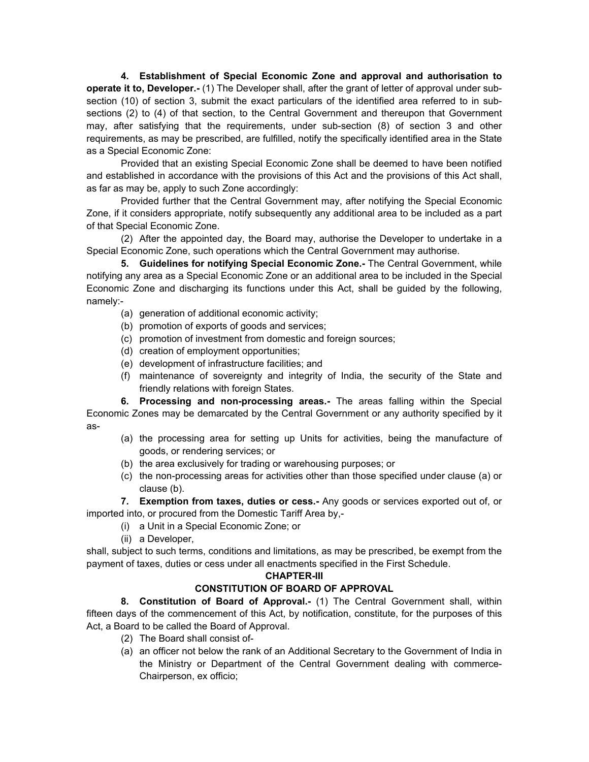**4. Establishment of Special Economic Zone and approval and authorisation to operate it to, Developer.-** (1) The Developer shall, after the grant of letter of approval under sub-section (10) of section 3, submit the exact particulars of the identified area referred to in sub-sections (2) to (4) of that section, to the Central Government and thereupon that Government may, after satisfying that the requirements, under sub-section (8) of section 3 and other requirements, as may be prescribed, are fulfilled, notify the specifically identified area in the State as a Special Economic Zone:

Provided that an existing Special Economic Zone shall be deemed to have been notified and established in accordance with the provisions of this Act and the provisions of this Act shall, as far as may be, apply to such Zone accordingly:

Provided further that the Central Government may, after notifying the Special Economic Zone, if it considers appropriate, notify subsequently any additional area to be included as a part of that Special Economic Zone.

(2) After the appointed day, the Board may, authorise the Developer to undertake in a Special Economic Zone, such operations which the Central Government may authorise.

**5. Guidelines for notifying Special Economic Zone.-** The Central Government, while notifying any area as a Special Economic Zone or an additional area to be included in the Special Economic Zone and discharging its functions under this Act, shall be guided by the following, namely:-

(a) generation of additional economic activity;
(b) promotion of exports of goods and services;
(c) promotion of investment from domestic and foreign sources;
(d) creation of employment opportunities;
(e) development of infrastructure facilities; and
(f) maintenance of sovereignty and integrity of India, the security of the State and friendly relations with foreign States.

**6. Processing and non-processing areas.-** The areas falling within the Special Economic Zones may be demarcated by the Central Government or any authority specified by it as-

(a) the processing area for setting up Units for activities, being the manufacture of goods, or rendering services; or
(b) the area exclusively for trading or warehousing purposes; or
(c) the non-processing areas for activities other than those specified under clause (a) or clause (b).

**7. Exemption from taxes, duties or cess.-** Any goods or services exported out of, or imported into, or procured from the Domestic Tariff Area by,-

(i) a Unit in a Special Economic Zone; or
(ii) a Developer,

shall, subject to such terms, conditions and limitations, as may be prescribed, be exempt from the payment of taxes, duties or cess under all enactments specified in the First Schedule.

## CHAPTER-III

## CONSTITUTION OF BOARD OF APPROVAL

**8. Constitution of Board of Approval.-** (1) The Central Government shall, within fifteen days of the commencement of this Act, by notification, constitute, for the purposes of this Act, a Board to be called the Board of Approval.

(2) The Board shall consist of-

(a) an officer not below the rank of an Additional Secretary to the Government of India in the Ministry or Department of the Central Government dealing with commerce-Chairperson, ex officio;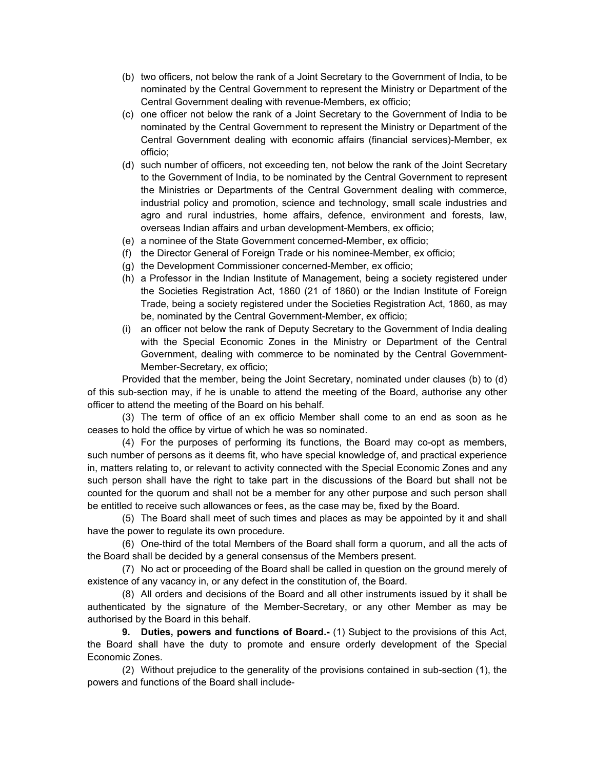(b) two officers, not below the rank of a Joint Secretary to the Government of India, to be nominated by the Central Government to represent the Ministry or Department of the Central Government dealing with revenue-Members, ex officio;

(c) one officer not below the rank of a Joint Secretary to the Government of India to be nominated by the Central Government to represent the Ministry or Department of the Central Government dealing with economic affairs (financial services)-Member, ex officio;

(d) such number of officers, not exceeding ten, not below the rank of the Joint Secretary to the Government of India, to be nominated by the Central Government to represent the Ministries or Departments of the Central Government dealing with commerce, industrial policy and promotion, science and technology, small scale industries and agro and rural industries, home affairs, defence, environment and forests, law, overseas Indian affairs and urban development-Members, ex officio;

(e) a nominee of the State Government concerned-Member, ex officio;

(f) the Director General of Foreign Trade or his nominee-Member, ex officio;

(g) the Development Commissioner concerned-Member, ex officio;

(h) a Professor in the Indian Institute of Management, being a society registered under the Societies Registration Act, 1860 (21 of 1860) or the Indian Institute of Foreign Trade, being a society registered under the Societies Registration Act, 1860, as may be, nominated by the Central Government-Member, ex officio;

(i) an officer not below the rank of Deputy Secretary to the Government of India dealing with the Special Economic Zones in the Ministry or Department of the Central Government, dealing with commerce to be nominated by the Central Government-Member-Secretary, ex officio;

Provided that the member, being the Joint Secretary, nominated under clauses (b) to (d) of this sub-section may, if he is unable to attend the meeting of the Board, authorise any other officer to attend the meeting of the Board on his behalf.

(3) The term of office of an ex officio Member shall come to an end as soon as he ceases to hold the office by virtue of which he was so nominated.

(4) For the purposes of performing its functions, the Board may co-opt as members, such number of persons as it deems fit, who have special knowledge of, and practical experience in, matters relating to, or relevant to activity connected with the Special Economic Zones and any such person shall have the right to take part in the discussions of the Board but shall not be counted for the quorum and shall not be a member for any other purpose and such person shall be entitled to receive such allowances or fees, as the case may be, fixed by the Board.

(5) The Board shall meet of such times and places as may be appointed by it and shall have the power to regulate its own procedure.

(6) One-third of the total Members of the Board shall form a quorum, and all the acts of the Board shall be decided by a general consensus of the Members present.

(7) No act or proceeding of the Board shall be called in question on the ground merely of existence of any vacancy in, or any defect in the constitution of, the Board.

(8) All orders and decisions of the Board and all other instruments issued by it shall be authenticated by the signature of the Member-Secretary, or any other Member as may be authorised by the Board in this behalf.

**9. Duties, powers and functions of Board.-** (1) Subject to the provisions of this Act, the Board shall have the duty to promote and ensure orderly development of the Special Economic Zones.

(2) Without prejudice to the generality of the provisions contained in sub-section (1), the powers and functions of the Board shall include-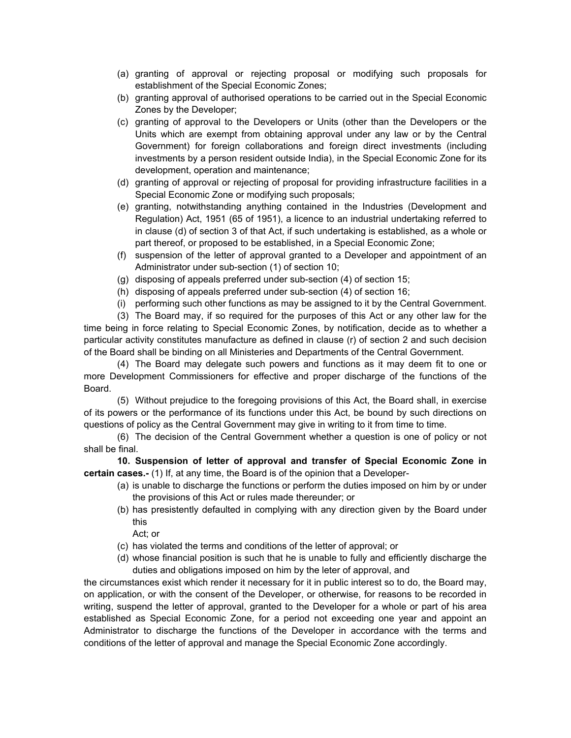(a) granting of approval or rejecting proposal or modifying such proposals for establishment of the Special Economic Zones;

(b) granting approval of authorised operations to be carried out in the Special Economic Zones by the Developer;

(c) granting of approval to the Developers or Units (other than the Developers or the Units which are exempt from obtaining approval under any law or by the Central Government) for foreign collaborations and foreign direct investments (including investments by a person resident outside India), in the Special Economic Zone for its development, operation and maintenance;

(d) granting of approval or rejecting of proposal for providing infrastructure facilities in a Special Economic Zone or modifying such proposals;

(e) granting, notwithstanding anything contained in the Industries (Development and Regulation) Act, 1951 (65 of 1951), a licence to an industrial undertaking referred to in clause (d) of section 3 of that Act, if such undertaking is established, as a whole or part thereof, or proposed to be established, in a Special Economic Zone;

(f) suspension of the letter of approval granted to a Developer and appointment of an Administrator under sub-section (1) of section 10;

(g) disposing of appeals preferred under sub-section (4) of section 15;

(h) disposing of appeals preferred under sub-section (4) of section 16;

(i) performing such other functions as may be assigned to it by the Central Government.

(3) The Board may, if so required for the purposes of this Act or any other law for the time being in force relating to Special Economic Zones, by notification, decide as to whether a particular activity constitutes manufacture as defined in clause (r) of section 2 and such decision of the Board shall be binding on all Ministeries and Departments of the Central Government.

(4) The Board may delegate such powers and functions as it may deem fit to one or more Development Commissioners for effective and proper discharge of the functions of the Board.

(5) Without prejudice to the foregoing provisions of this Act, the Board shall, in exercise of its powers or the performance of its functions under this Act, be bound by such directions on questions of policy as the Central Government may give in writing to it from time to time.

(6) The decision of the Central Government whether a question is one of policy or not shall be final.

**10. Suspension of letter of approval and transfer of Special Economic Zone in certain cases.-** (1) If, at any time, the Board is of the opinion that a Developer-

(a) is unable to discharge the functions or perform the duties imposed on him by or under the provisions of this Act or rules made thereunder; or

(b) has presistently defaulted in complying with any direction given by the Board under this Act; or

(c) has violated the terms and conditions of the letter of approval; or

(d) whose financial position is such that he is unable to fully and efficiently discharge the duties and obligations imposed on him by the leter of approval, and

the circumstances exist which render it necessary for it in public interest so to do, the Board may, on application, or with the consent of the Developer, or otherwise, for reasons to be recorded in writing, suspend the letter of approval, granted to the Developer for a whole or part of his area established as Special Economic Zone, for a period not exceeding one year and appoint an Administrator to discharge the functions of the Developer in accordance with the terms and conditions of the letter of approval and manage the Special Economic Zone accordingly.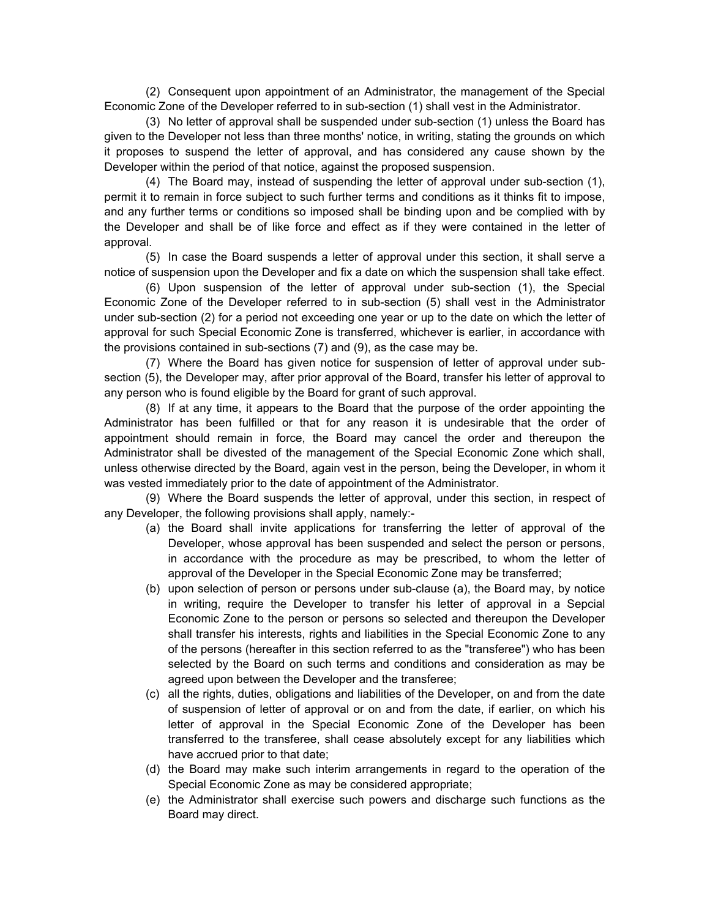(2) Consequent upon appointment of an Administrator, the management of the Special Economic Zone of the Developer referred to in sub-section (1) shall vest in the Administrator.

(3) No letter of approval shall be suspended under sub-section (1) unless the Board has given to the Developer not less than three months' notice, in writing, stating the grounds on which it proposes to suspend the letter of approval, and has considered any cause shown by the Developer within the period of that notice, against the proposed suspension.

(4) The Board may, instead of suspending the letter of approval under sub-section (1), permit it to remain in force subject to such further terms and conditions as it thinks fit to impose, and any further terms or conditions so imposed shall be binding upon and be complied with by the Developer and shall be of like force and effect as if they were contained in the letter of approval.

(5) In case the Board suspends a letter of approval under this section, it shall serve a notice of suspension upon the Developer and fix a date on which the suspension shall take effect.

(6) Upon suspension of the letter of approval under sub-section (1), the Special Economic Zone of the Developer referred to in sub-section (5) shall vest in the Administrator under sub-section (2) for a period not exceeding one year or up to the date on which the letter of approval for such Special Economic Zone is transferred, whichever is earlier, in accordance with the provisions contained in sub-sections (7) and (9), as the case may be.

(7) Where the Board has given notice for suspension of letter of approval under sub-section (5), the Developer may, after prior approval of the Board, transfer his letter of approval to any person who is found eligible by the Board for grant of such approval.

(8) If at any time, it appears to the Board that the purpose of the order appointing the Administrator has been fulfilled or that for any reason it is undesirable that the order of appointment should remain in force, the Board may cancel the order and thereupon the Administrator shall be divested of the management of the Special Economic Zone which shall, unless otherwise directed by the Board, again vest in the person, being the Developer, in whom it was vested immediately prior to the date of appointment of the Administrator.

(9) Where the Board suspends the letter of approval, under this section, in respect of any Developer, the following provisions shall apply, namely:-

(a) the Board shall invite applications for transferring the letter of approval of the Developer, whose approval has been suspended and select the person or persons, in accordance with the procedure as may be prescribed, to whom the letter of approval of the Developer in the Special Economic Zone may be transferred;

(b) upon selection of person or persons under sub-clause (a), the Board may, by notice in writing, require the Developer to transfer his letter of approval in a Sepcial Economic Zone to the person or persons so selected and thereupon the Developer shall transfer his interests, rights and liabilities in the Special Economic Zone to any of the persons (hereafter in this section referred to as the "transferee") who has been selected by the Board on such terms and conditions and consideration as may be agreed upon between the Developer and the transferee;

(c) all the rights, duties, obligations and liabilities of the Developer, on and from the date of suspension of letter of approval or on and from the date, if earlier, on which his letter of approval in the Special Economic Zone of the Developer has been transferred to the transferee, shall cease absolutely except for any liabilities which have accrued prior to that date;

(d) the Board may make such interim arrangements in regard to the operation of the Special Economic Zone as may be considered appropriate;

(e) the Administrator shall exercise such powers and discharge such functions as the Board may direct.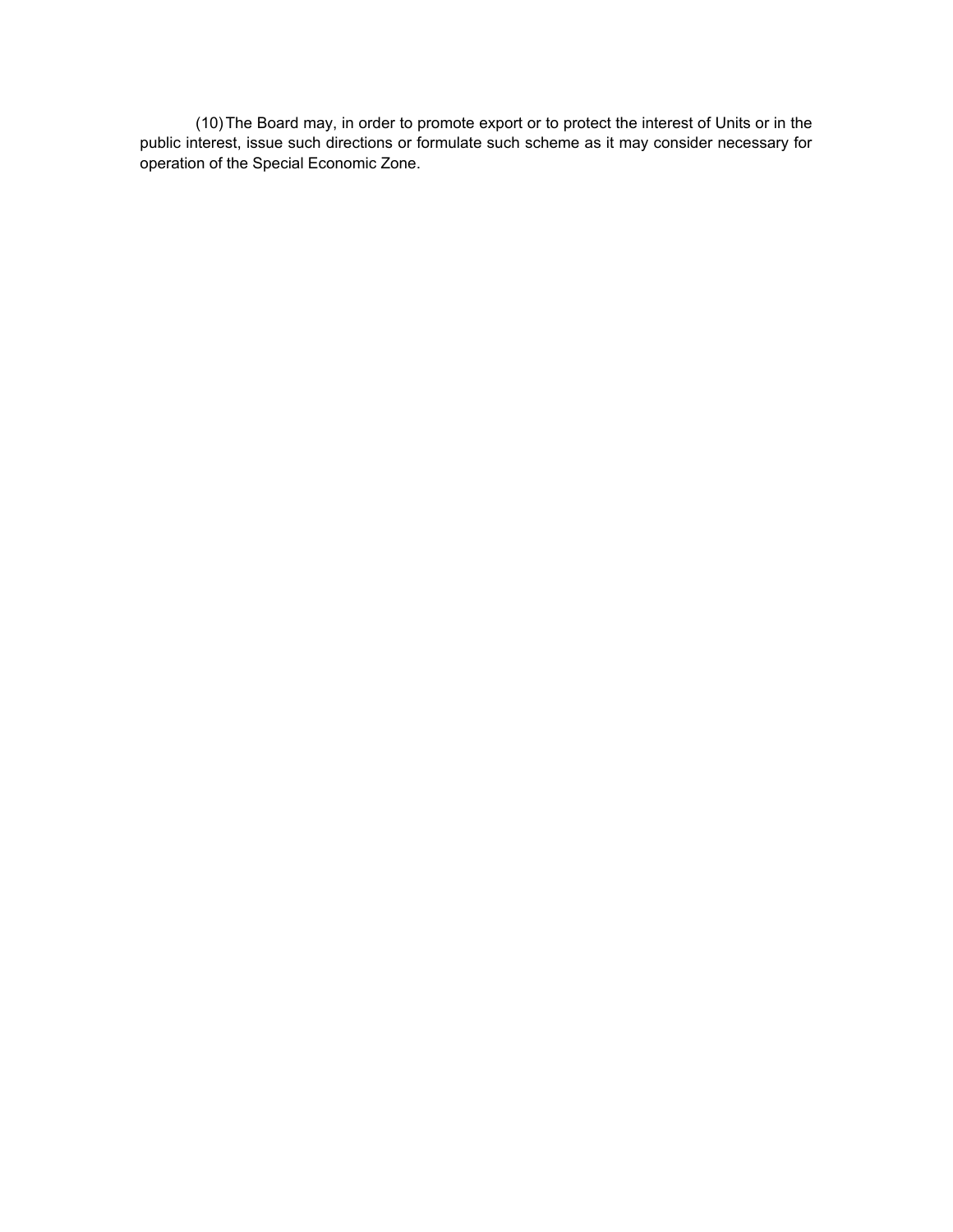(10) The Board may, in order to promote export or to protect the interest of Units or in the public interest, issue such directions or formulate such scheme as it may consider necessary for operation of the Special Economic Zone.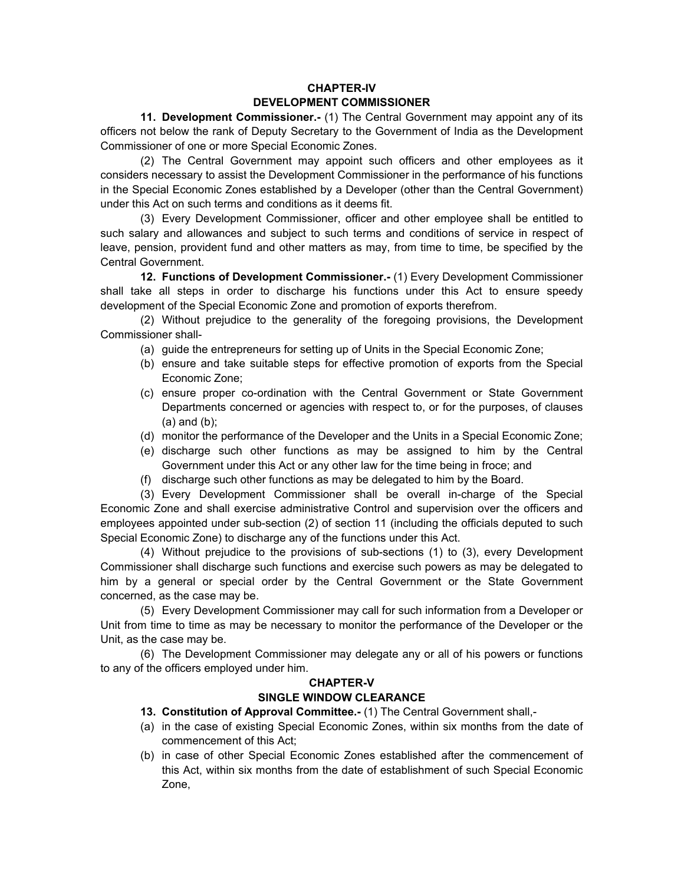## CHAPTER-IV
## DEVELOPMENT COMMISSIONER

**11. Development Commissioner.-** (1) The Central Government may appoint any of its officers not below the rank of Deputy Secretary to the Government of India as the Development Commissioner of one or more Special Economic Zones.

(2) The Central Government may appoint such officers and other employees as it considers necessary to assist the Development Commissioner in the performance of his functions in the Special Economic Zones established by a Developer (other than the Central Government) under this Act on such terms and conditions as it deems fit.

(3) Every Development Commissioner, officer and other employee shall be entitled to such salary and allowances and subject to such terms and conditions of service in respect of leave, pension, provident fund and other matters as may, from time to time, be specified by the Central Government.

**12. Functions of Development Commissioner.-** (1) Every Development Commissioner shall take all steps in order to discharge his functions under this Act to ensure speedy development of the Special Economic Zone and promotion of exports therefrom.

(2) Without prejudice to the generality of the foregoing provisions, the Development Commissioner shall-

(a) guide the entrepreneurs for setting up of Units in the Special Economic Zone;

(b) ensure and take suitable steps for effective promotion of exports from the Special Economic Zone;

(c) ensure proper co-ordination with the Central Government or State Government Departments concerned or agencies with respect to, or for the purposes, of clauses (a) and (b);

(d) monitor the performance of the Developer and the Units in a Special Economic Zone;

(e) discharge such other functions as may be assigned to him by the Central Government under this Act or any other law for the time being in froce; and

(f) discharge such other functions as may be delegated to him by the Board.

(3) Every Development Commissioner shall be overall in-charge of the Special Economic Zone and shall exercise administrative Control and supervision over the officers and employees appointed under sub-section (2) of section 11 (including the officials deputed to such Special Economic Zone) to discharge any of the functions under this Act.

(4) Without prejudice to the provisions of sub-sections (1) to (3), every Development Commissioner shall discharge such functions and exercise such powers as may be delegated to him by a general or special order by the Central Government or the State Government concerned, as the case may be.

(5) Every Development Commissioner may call for such information from a Developer or Unit from time to time as may be necessary to monitor the performance of the Developer or the Unit, as the case may be.

(6) The Development Commissioner may delegate any or all of his powers or functions to any of the officers employed under him.

## CHAPTER-V
## SINGLE WINDOW CLEARANCE

**13. Constitution of Approval Committee.-** (1) The Central Government shall,-

(a) in the case of existing Special Economic Zones, within six months from the date of commencement of this Act;

(b) in case of other Special Economic Zones established after the commencement of this Act, within six months from the date of establishment of such Special Economic Zone,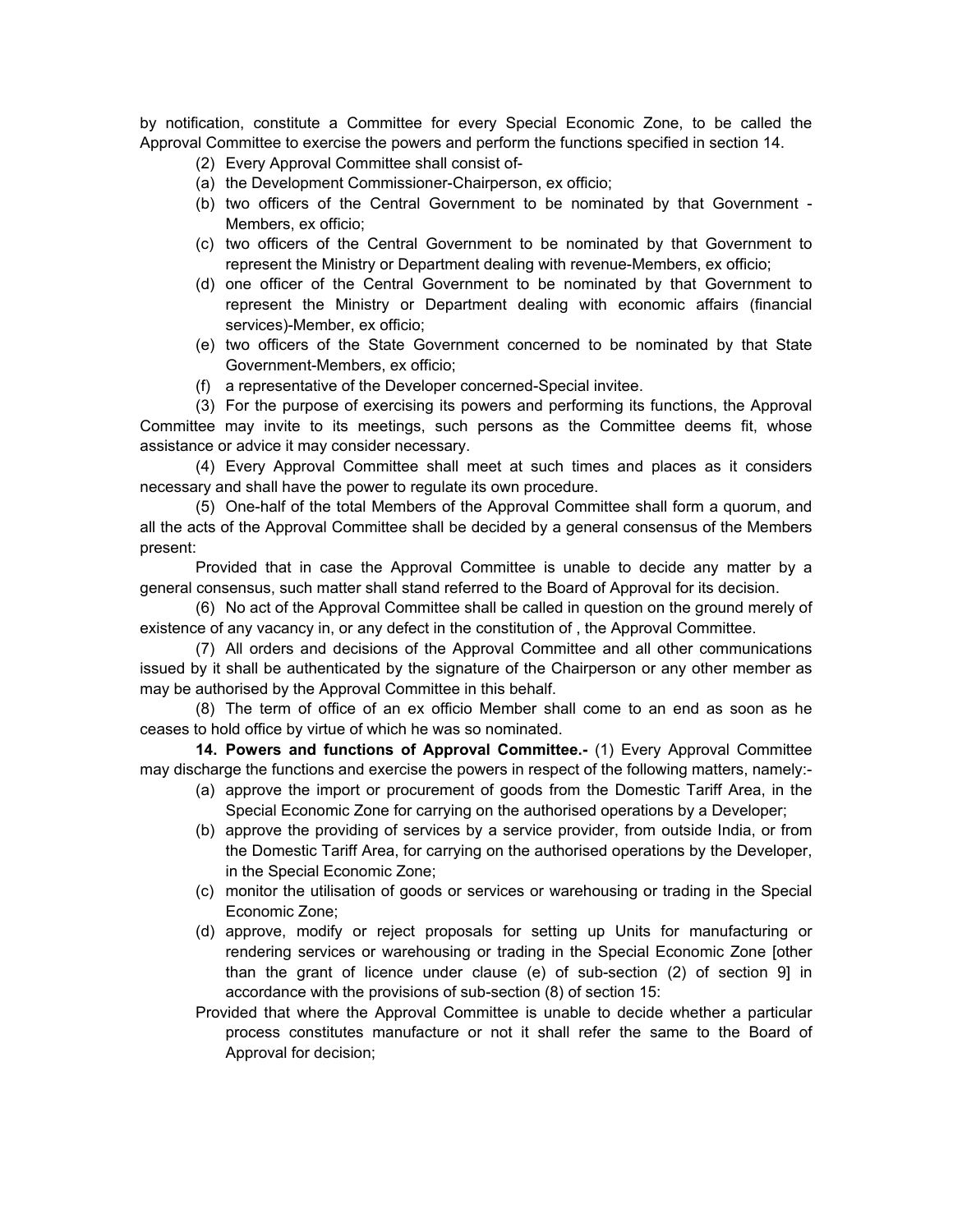by notification, constitute a Committee for every Special Economic Zone, to be called the Approval Committee to exercise the powers and perform the functions specified in section 14.

(2) Every Approval Committee shall consist of-

(a) the Development Commissioner-Chairperson, ex officio;

(b) two officers of the Central Government to be nominated by that Government - Members, ex officio;

(c) two officers of the Central Government to be nominated by that Government to represent the Ministry or Department dealing with revenue-Members, ex officio;

(d) one officer of the Central Government to be nominated by that Government to represent the Ministry or Department dealing with economic affairs (financial services)-Member, ex officio;

(e) two officers of the State Government concerned to be nominated by that State Government-Members, ex officio;

(f) a representative of the Developer concerned-Special invitee.

(3) For the purpose of exercising its powers and performing its functions, the Approval Committee may invite to its meetings, such persons as the Committee deems fit, whose assistance or advice it may consider necessary.

(4) Every Approval Committee shall meet at such times and places as it considers necessary and shall have the power to regulate its own procedure.

(5) One-half of the total Members of the Approval Committee shall form a quorum, and all the acts of the Approval Committee shall be decided by a general consensus of the Members present:

Provided that in case the Approval Committee is unable to decide any matter by a general consensus, such matter shall stand referred to the Board of Approval for its decision.

(6) No act of the Approval Committee shall be called in question on the ground merely of existence of any vacancy in, or any defect in the constitution of , the Approval Committee.

(7) All orders and decisions of the Approval Committee and all other communications issued by it shall be authenticated by the signature of the Chairperson or any other member as may be authorised by the Approval Committee in this behalf.

(8) The term of office of an ex officio Member shall come to an end as soon as he ceases to hold office by virtue of which he was so nominated.

**14. Powers and functions of Approval Committee.-** (1) Every Approval Committee may discharge the functions and exercise the powers in respect of the following matters, namely:-

(a) approve the import or procurement of goods from the Domestic Tariff Area, in the Special Economic Zone for carrying on the authorised operations by a Developer;

(b) approve the providing of services by a service provider, from outside India, or from the Domestic Tariff Area, for carrying on the authorised operations by the Developer, in the Special Economic Zone;

(c) monitor the utilisation of goods or services or warehousing or trading in the Special Economic Zone;

(d) approve, modify or reject proposals for setting up Units for manufacturing or rendering services or warehousing or trading in the Special Economic Zone [other than the grant of licence under clause (e) of sub-section (2) of section 9] in accordance with the provisions of sub-section (8) of section 15:

Provided that where the Approval Committee is unable to decide whether a particular process constitutes manufacture or not it shall refer the same to the Board of Approval for decision;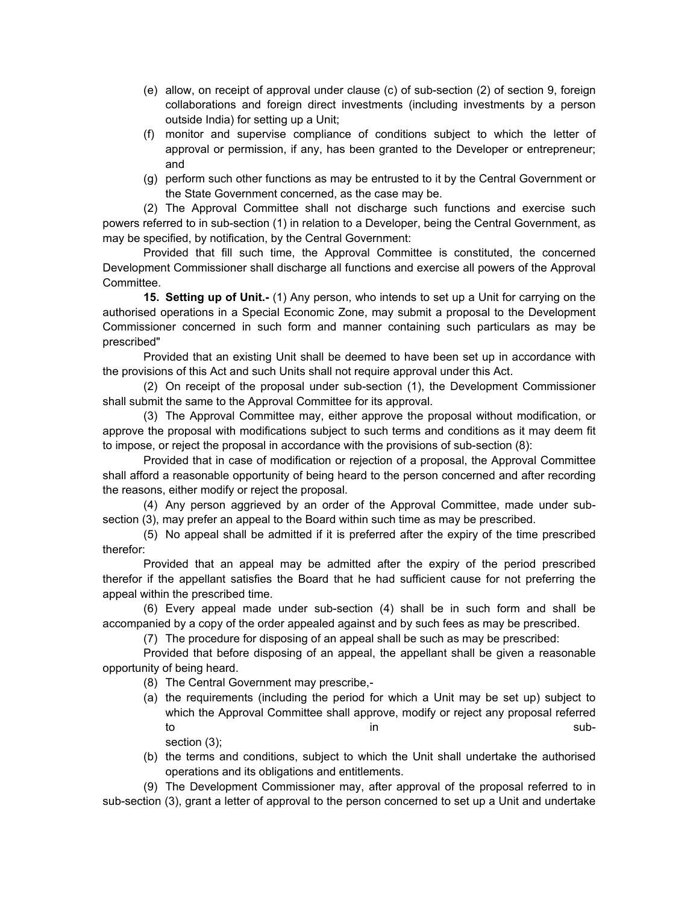(e) allow, on receipt of approval under clause (c) of sub-section (2) of section 9, foreign collaborations and foreign direct investments (including investments by a person outside India) for setting up a Unit;

(f) monitor and supervise compliance of conditions subject to which the letter of approval or permission, if any, has been granted to the Developer or entrepreneur; and

(g) perform such other functions as may be entrusted to it by the Central Government or the State Government concerned, as the case may be.

(2) The Approval Committee shall not discharge such functions and exercise such powers referred to in sub-section (1) in relation to a Developer, being the Central Government, as may be specified, by notification, by the Central Government:

Provided that fill such time, the Approval Committee is constituted, the concerned Development Commissioner shall discharge all functions and exercise all powers of the Approval Committee.

**15. Setting up of Unit.-** (1) Any person, who intends to set up a Unit for carrying on the authorised operations in a Special Economic Zone, may submit a proposal to the Development Commissioner concerned in such form and manner containing such particulars as may be prescribed"

Provided that an existing Unit shall be deemed to have been set up in accordance with the provisions of this Act and such Units shall not require approval under this Act.

(2) On receipt of the proposal under sub-section (1), the Development Commissioner shall submit the same to the Approval Committee for its approval.

(3) The Approval Committee may, either approve the proposal without modification, or approve the proposal with modifications subject to such terms and conditions as it may deem fit to impose, or reject the proposal in accordance with the provisions of sub-section (8):

Provided that in case of modification or rejection of a proposal, the Approval Committee shall afford a reasonable opportunity of being heard to the person concerned and after recording the reasons, either modify or reject the proposal.

(4) Any person aggrieved by an order of the Approval Committee, made under sub-section (3), may prefer an appeal to the Board within such time as may be prescribed.

(5) No appeal shall be admitted if it is preferred after the expiry of the time prescribed therefor:

Provided that an appeal may be admitted after the expiry of the period prescribed therefor if the appellant satisfies the Board that he had sufficient cause for not preferring the appeal within the prescribed time.

(6) Every appeal made under sub-section (4) shall be in such form and shall be accompanied by a copy of the order appealed against and by such fees as may be prescribed.

(7) The procedure for disposing of an appeal shall be such as may be prescribed:

Provided that before disposing of an appeal, the appellant shall be given a reasonable opportunity of being heard.

(8) The Central Government may prescribe,-

(a) the requirements (including the period for which a Unit may be set up) subject to which the Approval Committee shall approve, modify or reject any proposal referred to in sub-section (3);

(b) the terms and conditions, subject to which the Unit shall undertake the authorised operations and its obligations and entitlements.

(9) The Development Commissioner may, after approval of the proposal referred to in sub-section (3), grant a letter of approval to the person concerned to set up a Unit and undertake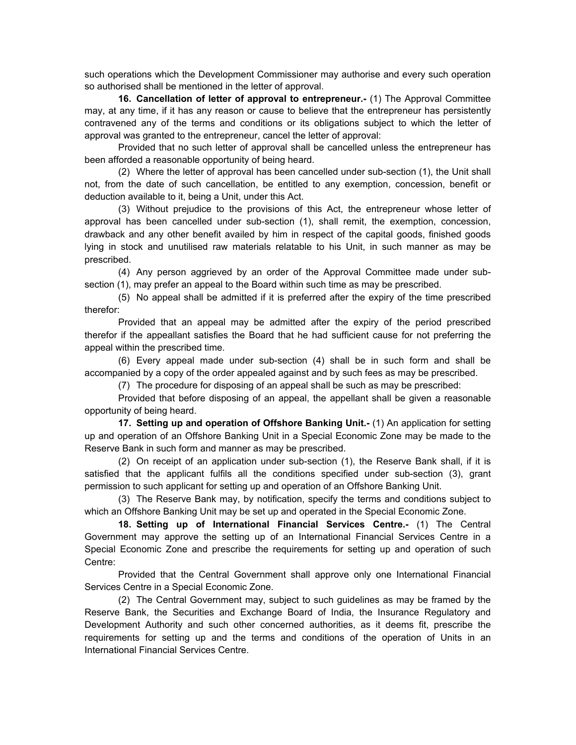such operations which the Development Commissioner may authorise and every such operation so authorised shall be mentioned in the letter of approval.

**16. Cancellation of letter of approval to entrepreneur.-** (1) The Approval Committee may, at any time, if it has any reason or cause to believe that the entrepreneur has persistently contravened any of the terms and conditions or its obligations subject to which the letter of approval was granted to the entrepreneur, cancel the letter of approval:

Provided that no such letter of approval shall be cancelled unless the entrepreneur has been afforded a reasonable opportunity of being heard.

(2) Where the letter of approval has been cancelled under sub-section (1), the Unit shall not, from the date of such cancellation, be entitled to any exemption, concession, benefit or deduction available to it, being a Unit, under this Act.

(3) Without prejudice to the provisions of this Act, the entrepreneur whose letter of approval has been cancelled under sub-section (1), shall remit, the exemption, concession, drawback and any other benefit availed by him in respect of the capital goods, finished goods lying in stock and unutilised raw materials relatable to his Unit, in such manner as may be prescribed.

(4) Any person aggrieved by an order of the Approval Committee made under sub-section (1), may prefer an appeal to the Board within such time as may be prescribed.

(5) No appeal shall be admitted if it is preferred after the expiry of the time prescribed therefor:

Provided that an appeal may be admitted after the expiry of the period prescribed therefor if the appellant satisfies the Board that he had sufficient cause for not preferring the appeal within the prescribed time.

(6) Every appeal made under sub-section (4) shall be in such form and shall be accompanied by a copy of the order appealed against and by such fees as may be prescribed.

(7) The procedure for disposing of an appeal shall be such as may be prescribed:

Provided that before disposing of an appeal, the appellant shall be given a reasonable opportunity of being heard.

**17. Setting up and operation of Offshore Banking Unit.-** (1) An application for setting up and operation of an Offshore Banking Unit in a Special Economic Zone may be made to the Reserve Bank in such form and manner as may be prescribed.

(2) On receipt of an application under sub-section (1), the Reserve Bank shall, if it is satisfied that the applicant fulfils all the conditions specified under sub-section (3), grant permission to such applicant for setting up and operation of an Offshore Banking Unit.

(3) The Reserve Bank may, by notification, specify the terms and conditions subject to which an Offshore Banking Unit may be set up and operated in the Special Economic Zone.

**18. Setting up of International Financial Services Centre.-** (1) The Central Government may approve the setting up of an International Financial Services Centre in a Special Economic Zone and prescribe the requirements for setting up and operation of such Centre:

Provided that the Central Government shall approve only one International Financial Services Centre in a Special Economic Zone.

(2) The Central Government may, subject to such guidelines as may be framed by the Reserve Bank, the Securities and Exchange Board of India, the Insurance Regulatory and Development Authority and such other concerned authorities, as it deems fit, prescribe the requirements for setting up and the terms and conditions of the operation of Units in an International Financial Services Centre.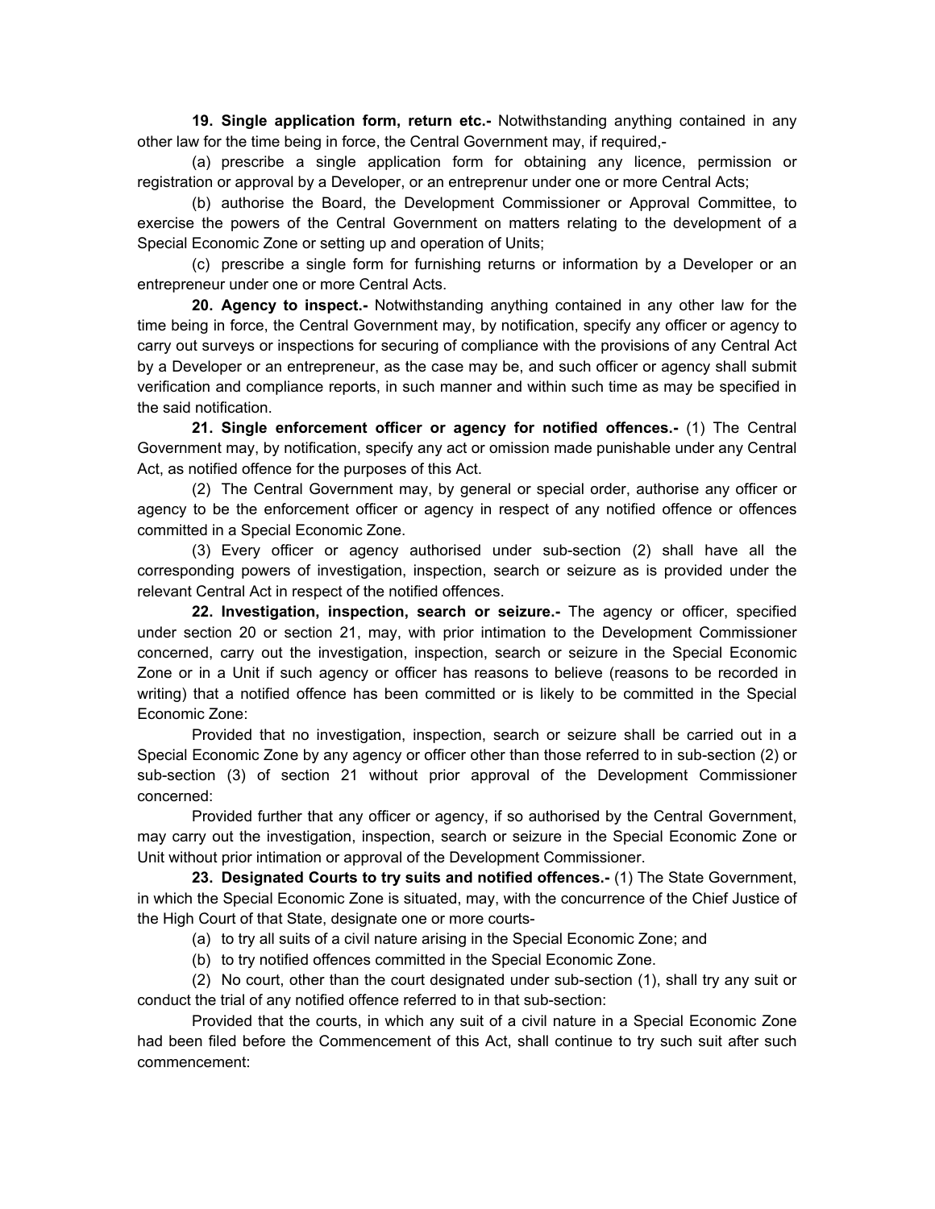**19. Single application form, return etc.-** Notwithstanding anything contained in any other law for the time being in force, the Central Government may, if required,-

(a) prescribe a single application form for obtaining any licence, permission or registration or approval by a Developer, or an entreprenur under one or more Central Acts;

(b) authorise the Board, the Development Commissioner or Approval Committee, to exercise the powers of the Central Government on matters relating to the development of a Special Economic Zone or setting up and operation of Units;

(c) prescribe a single form for furnishing returns or information by a Developer or an entrepreneur under one or more Central Acts.

**20. Agency to inspect.-** Notwithstanding anything contained in any other law for the time being in force, the Central Government may, by notification, specify any officer or agency to carry out surveys or inspections for securing of compliance with the provisions of any Central Act by a Developer or an entrepreneur, as the case may be, and such officer or agency shall submit verification and compliance reports, in such manner and within such time as may be specified in the said notification.

**21. Single enforcement officer or agency for notified offences.-** (1) The Central Government may, by notification, specify any act or omission made punishable under any Central Act, as notified offence for the purposes of this Act.

(2) The Central Government may, by general or special order, authorise any officer or agency to be the enforcement officer or agency in respect of any notified offence or offences committed in a Special Economic Zone.

(3) Every officer or agency authorised under sub-section (2) shall have all the corresponding powers of investigation, inspection, search or seizure as is provided under the relevant Central Act in respect of the notified offences.

**22. Investigation, inspection, search or seizure.-** The agency or officer, specified under section 20 or section 21, may, with prior intimation to the Development Commissioner concerned, carry out the investigation, inspection, search or seizure in the Special Economic Zone or in a Unit if such agency or officer has reasons to believe (reasons to be recorded in writing) that a notified offence has been committed or is likely to be committed in the Special Economic Zone:

Provided that no investigation, inspection, search or seizure shall be carried out in a Special Economic Zone by any agency or officer other than those referred to in sub-section (2) or sub-section (3) of section 21 without prior approval of the Development Commissioner concerned:

Provided further that any officer or agency, if so authorised by the Central Government, may carry out the investigation, inspection, search or seizure in the Special Economic Zone or Unit without prior intimation or approval of the Development Commissioner.

**23. Designated Courts to try suits and notified offences.-** (1) The State Government, in which the Special Economic Zone is situated, may, with the concurrence of the Chief Justice of the High Court of that State, designate one or more courts-

(a) to try all suits of a civil nature arising in the Special Economic Zone; and

(b) to try notified offences committed in the Special Economic Zone.

(2) No court, other than the court designated under sub-section (1), shall try any suit or conduct the trial of any notified offence referred to in that sub-section:

Provided that the courts, in which any suit of a civil nature in a Special Economic Zone had been filed before the Commencement of this Act, shall continue to try such suit after such commencement: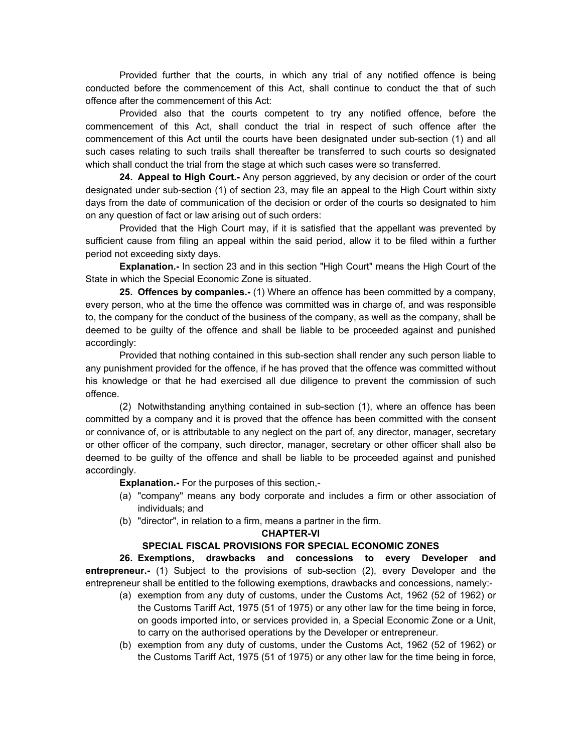Provided further that the courts, in which any trial of any notified offence is being conducted before the commencement of this Act, shall continue to conduct the that of such offence after the commencement of this Act:

Provided also that the courts competent to try any notified offence, before the commencement of this Act, shall conduct the trial in respect of such offence after the commencement of this Act until the courts have been designated under sub-section (1) and all such cases relating to such trails shall thereafter be transferred to such courts so designated which shall conduct the trial from the stage at which such cases were so transferred.

**24. Appeal to High Court.-** Any person aggrieved, by any decision or order of the court designated under sub-section (1) of section 23, may file an appeal to the High Court within sixty days from the date of communication of the decision or order of the courts so designated to him on any question of fact or law arising out of such orders:

Provided that the High Court may, if it is satisfied that the appellant was prevented by sufficient cause from filing an appeal within the said period, allow it to be filed within a further period not exceeding sixty days.

**Explanation.-** In section 23 and in this section "High Court" means the High Court of the State in which the Special Economic Zone is situated.

**25. Offences by companies.-** (1) Where an offence has been committed by a company, every person, who at the time the offence was committed was in charge of, and was responsible to, the company for the conduct of the business of the company, as well as the company, shall be deemed to be guilty of the offence and shall be liable to be proceeded against and punished accordingly:

Provided that nothing contained in this sub-section shall render any such person liable to any punishment provided for the offence, if he has proved that the offence was committed without his knowledge or that he had exercised all due diligence to prevent the commission of such offence.

(2) Notwithstanding anything contained in sub-section (1), where an offence has been committed by a company and it is proved that the offence has been committed with the consent or connivance of, or is attributable to any neglect on the part of, any director, manager, secretary or other officer of the company, such director, manager, secretary or other officer shall also be deemed to be guilty of the offence and shall be liable to be proceeded against and punished accordingly.

**Explanation.-** For the purposes of this section,-

(a) "company" means any body corporate and includes a firm or other association of individuals; and
(b) "director", in relation to a firm, means a partner in the firm.

## CHAPTER-VI

## SPECIAL FISCAL PROVISIONS FOR SPECIAL ECONOMIC ZONES

**26. Exemptions, drawbacks and concessions to every Developer and entrepreneur.-** (1) Subject to the provisions of sub-section (2), every Developer and the entrepreneur shall be entitled to the following exemptions, drawbacks and concessions, namely:-

(a) exemption from any duty of customs, under the Customs Act, 1962 (52 of 1962) or the Customs Tariff Act, 1975 (51 of 1975) or any other law for the time being in force, on goods imported into, or services provided in, a Special Economic Zone or a Unit, to carry on the authorised operations by the Developer or entrepreneur.
(b) exemption from any duty of customs, under the Customs Act, 1962 (52 of 1962) or the Customs Tariff Act, 1975 (51 of 1975) or any other law for the time being in force,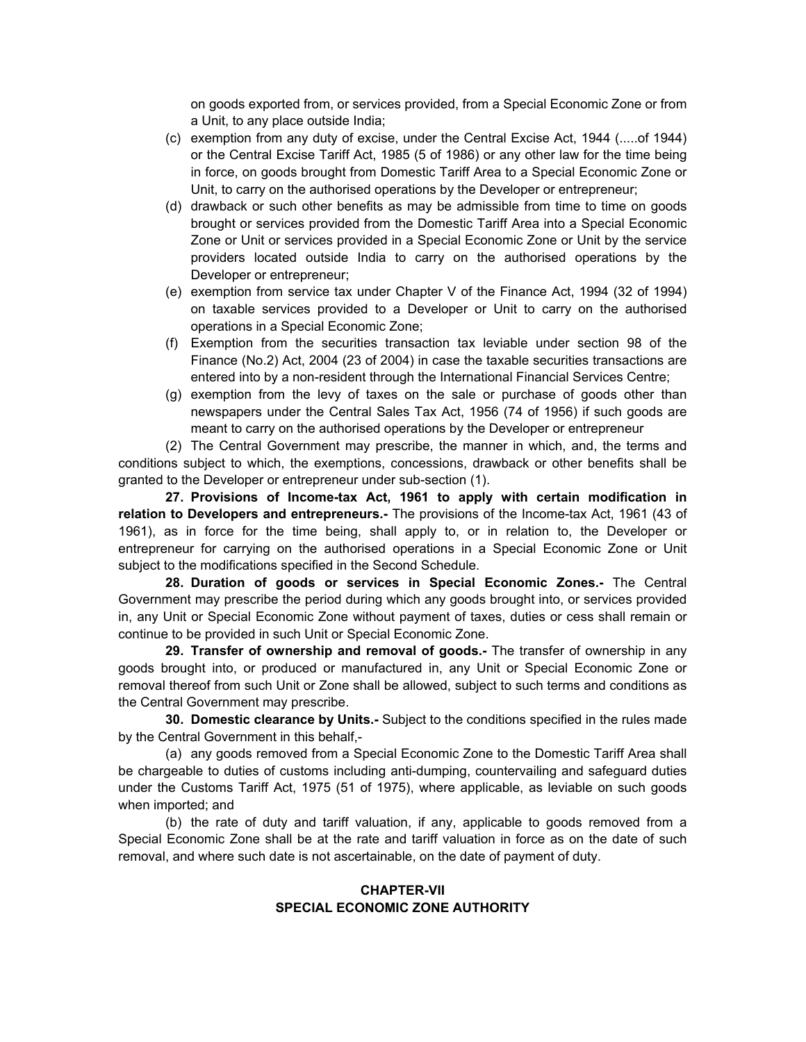on goods exported from, or services provided, from a Special Economic Zone or from a Unit, to any place outside India;

(c) exemption from any duty of excise, under the Central Excise Act, 1944 (.....of 1944) or the Central Excise Tariff Act, 1985 (5 of 1986) or any other law for the time being in force, on goods brought from Domestic Tariff Area to a Special Economic Zone or Unit, to carry on the authorised operations by the Developer or entrepreneur;

(d) drawback or such other benefits as may be admissible from time to time on goods brought or services provided from the Domestic Tariff Area into a Special Economic Zone or Unit or services provided in a Special Economic Zone or Unit by the service providers located outside India to carry on the authorised operations by the Developer or entrepreneur;

(e) exemption from service tax under Chapter V of the Finance Act, 1994 (32 of 1994) on taxable services provided to a Developer or Unit to carry on the authorised operations in a Special Economic Zone;

(f) Exemption from the securities transaction tax leviable under section 98 of the Finance (No.2) Act, 2004 (23 of 2004) in case the taxable securities transactions are entered into by a non-resident through the International Financial Services Centre;

(g) exemption from the levy of taxes on the sale or purchase of goods other than newspapers under the Central Sales Tax Act, 1956 (74 of 1956) if such goods are meant to carry on the authorised operations by the Developer or entrepreneur

(2) The Central Government may prescribe, the manner in which, and, the terms and conditions subject to which, the exemptions, concessions, drawback or other benefits shall be granted to the Developer or entrepreneur under sub-section (1).

**27. Provisions of Income-tax Act, 1961 to apply with certain modification in relation to Developers and entrepreneurs.-** The provisions of the Income-tax Act, 1961 (43 of 1961), as in force for the time being, shall apply to, or in relation to, the Developer or entrepreneur for carrying on the authorised operations in a Special Economic Zone or Unit subject to the modifications specified in the Second Schedule.

**28. Duration of goods or services in Special Economic Zones.-** The Central Government may prescribe the period during which any goods brought into, or services provided in, any Unit or Special Economic Zone without payment of taxes, duties or cess shall remain or continue to be provided in such Unit or Special Economic Zone.

**29. Transfer of ownership and removal of goods.-** The transfer of ownership in any goods brought into, or produced or manufactured in, any Unit or Special Economic Zone or removal thereof from such Unit or Zone shall be allowed, subject to such terms and conditions as the Central Government may prescribe.

**30. Domestic clearance by Units.-** Subject to the conditions specified in the rules made by the Central Government in this behalf,-

(a) any goods removed from a Special Economic Zone to the Domestic Tariff Area shall be chargeable to duties of customs including anti-dumping, countervailing and safeguard duties under the Customs Tariff Act, 1975 (51 of 1975), where applicable, as leviable on such goods when imported; and

(b) the rate of duty and tariff valuation, if any, applicable to goods removed from a Special Economic Zone shall be at the rate and tariff valuation in force as on the date of such removal, and where such date is not ascertainable, on the date of payment of duty.

## CHAPTER-VII
## SPECIAL ECONOMIC ZONE AUTHORITY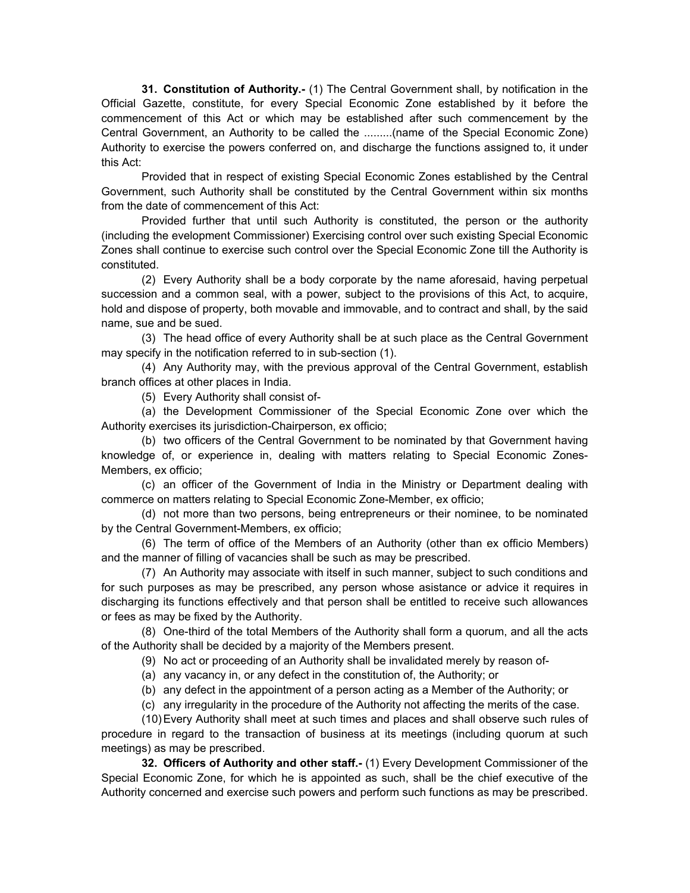**31. Constitution of Authority.-** (1) The Central Government shall, by notification in the Official Gazette, constitute, for every Special Economic Zone established by it before the commencement of this Act or which may be established after such commencement by the Central Government, an Authority to be called the .........(name of the Special Economic Zone) Authority to exercise the powers conferred on, and discharge the functions assigned to, it under this Act:

Provided that in respect of existing Special Economic Zones established by the Central Government, such Authority shall be constituted by the Central Government within six months from the date of commencement of this Act:

Provided further that until such Authority is constituted, the person or the authority (including the evelopment Commissioner) Exercising control over such existing Special Economic Zones shall continue to exercise such control over the Special Economic Zone till the Authority is constituted.

(2) Every Authority shall be a body corporate by the name aforesaid, having perpetual succession and a common seal, with a power, subject to the provisions of this Act, to acquire, hold and dispose of property, both movable and immovable, and to contract and shall, by the said name, sue and be sued.

(3) The head office of every Authority shall be at such place as the Central Government may specify in the notification referred to in sub-section (1).

(4) Any Authority may, with the previous approval of the Central Government, establish branch offices at other places in India.

(5) Every Authority shall consist of-

(a) the Development Commissioner of the Special Economic Zone over which the Authority exercises its jurisdiction-Chairperson, ex officio;

(b) two officers of the Central Government to be nominated by that Government having knowledge of, or experience in, dealing with matters relating to Special Economic Zones-Members, ex officio;

(c) an officer of the Government of India in the Ministry or Department dealing with commerce on matters relating to Special Economic Zone-Member, ex officio;

(d) not more than two persons, being entrepreneurs or their nominee, to be nominated by the Central Government-Members, ex officio;

(6) The term of office of the Members of an Authority (other than ex officio Members) and the manner of filling of vacancies shall be such as may be prescribed.

(7) An Authority may associate with itself in such manner, subject to such conditions and for such purposes as may be prescribed, any person whose asistance or advice it requires in discharging its functions effectively and that person shall be entitled to receive such allowances or fees as may be fixed by the Authority.

(8) One-third of the total Members of the Authority shall form a quorum, and all the acts of the Authority shall be decided by a majority of the Members present.

(9) No act or proceeding of an Authority shall be invalidated merely by reason of-

(a) any vacancy in, or any defect in the constitution of, the Authority; or

(b) any defect in the appointment of a person acting as a Member of the Authority; or

(c) any irregularity in the procedure of the Authority not affecting the merits of the case.

(10) Every Authority shall meet at such times and places and shall observe such rules of procedure in regard to the transaction of business at its meetings (including quorum at such meetings) as may be prescribed.

**32. Officers of Authority and other staff.-** (1) Every Development Commissioner of the Special Economic Zone, for which he is appointed as such, shall be the chief executive of the Authority concerned and exercise such powers and perform such functions as may be prescribed.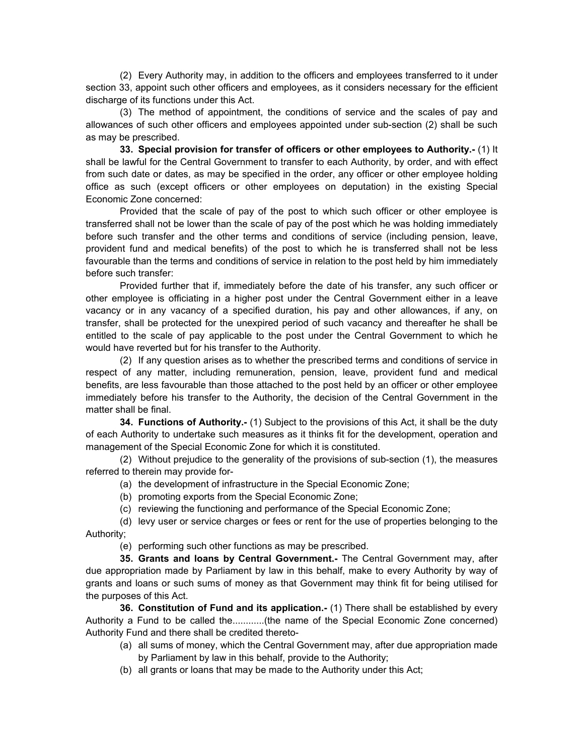(2) Every Authority may, in addition to the officers and employees transferred to it under section 33, appoint such other officers and employees, as it considers necessary for the efficient discharge of its functions under this Act.

(3) The method of appointment, the conditions of service and the scales of pay and allowances of such other officers and employees appointed under sub-section (2) shall be such as may be prescribed.

**33. Special provision for transfer of officers or other employees to Authority.-** (1) It shall be lawful for the Central Government to transfer to each Authority, by order, and with effect from such date or dates, as may be specified in the order, any officer or other employee holding office as such (except officers or other employees on deputation) in the existing Special Economic Zone concerned:

Provided that the scale of pay of the post to which such officer or other employee is transferred shall not be lower than the scale of pay of the post which he was holding immediately before such transfer and the other terms and conditions of service (including pension, leave, provident fund and medical benefits) of the post to which he is transferred shall not be less favourable than the terms and conditions of service in relation to the post held by him immediately before such transfer:

Provided further that if, immediately before the date of his transfer, any such officer or other employee is officiating in a higher post under the Central Government either in a leave vacancy or in any vacancy of a specified duration, his pay and other allowances, if any, on transfer, shall be protected for the unexpired period of such vacancy and thereafter he shall be entitled to the scale of pay applicable to the post under the Central Government to which he would have reverted but for his transfer to the Authority.

(2) If any question arises as to whether the prescribed terms and conditions of service in respect of any matter, including remuneration, pension, leave, provident fund and medical benefits, are less favourable than those attached to the post held by an officer or other employee immediately before his transfer to the Authority, the decision of the Central Government in the matter shall be final.

**34. Functions of Authority.-** (1) Subject to the provisions of this Act, it shall be the duty of each Authority to undertake such measures as it thinks fit for the development, operation and management of the Special Economic Zone for which it is constituted.

(2) Without prejudice to the generality of the provisions of sub-section (1), the measures referred to therein may provide for-

(a) the development of infrastructure in the Special Economic Zone;

(b) promoting exports from the Special Economic Zone;

(c) reviewing the functioning and performance of the Special Economic Zone;

(d) levy user or service charges or fees or rent for the use of properties belonging to the Authority;

(e) performing such other functions as may be prescribed.

**35. Grants and loans by Central Government.-** The Central Government may, after due appropriation made by Parliament by law in this behalf, make to every Authority by way of grants and loans or such sums of money as that Government may think fit for being utilised for the purposes of this Act.

**36. Constitution of Fund and its application.-** (1) There shall be established by every Authority a Fund to be called the............(the name of the Special Economic Zone concerned) Authority Fund and there shall be credited thereto-

(a) all sums of money, which the Central Government may, after due appropriation made by Parliament by law in this behalf, provide to the Authority;

(b) all grants or loans that may be made to the Authority under this Act;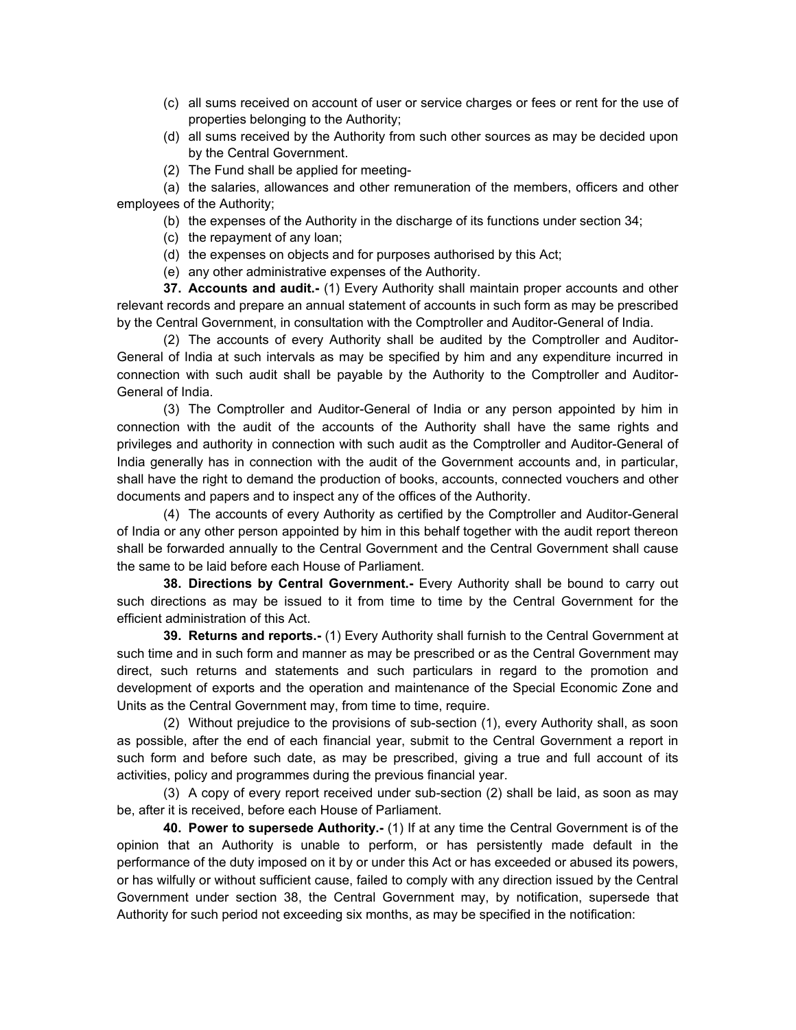(c) all sums received on account of user or service charges or fees or rent for the use of properties belonging to the Authority;

(d) all sums received by the Authority from such other sources as may be decided upon by the Central Government.

(2) The Fund shall be applied for meeting-

(a) the salaries, allowances and other remuneration of the members, officers and other employees of the Authority;

(b) the expenses of the Authority in the discharge of its functions under section 34;

(c) the repayment of any loan;

(d) the expenses on objects and for purposes authorised by this Act;

(e) any other administrative expenses of the Authority.

**37. Accounts and audit.-** (1) Every Authority shall maintain proper accounts and other relevant records and prepare an annual statement of accounts in such form as may be prescribed by the Central Government, in consultation with the Comptroller and Auditor-General of India.

(2) The accounts of every Authority shall be audited by the Comptroller and Auditor-General of India at such intervals as may be specified by him and any expenditure incurred in connection with such audit shall be payable by the Authority to the Comptroller and Auditor-General of India.

(3) The Comptroller and Auditor-General of India or any person appointed by him in connection with the audit of the accounts of the Authority shall have the same rights and privileges and authority in connection with such audit as the Comptroller and Auditor-General of India generally has in connection with the audit of the Government accounts and, in particular, shall have the right to demand the production of books, accounts, connected vouchers and other documents and papers and to inspect any of the offices of the Authority.

(4) The accounts of every Authority as certified by the Comptroller and Auditor-General of India or any other person appointed by him in this behalf together with the audit report thereon shall be forwarded annually to the Central Government and the Central Government shall cause the same to be laid before each House of Parliament.

**38. Directions by Central Government.-** Every Authority shall be bound to carry out such directions as may be issued to it from time to time by the Central Government for the efficient administration of this Act.

**39. Returns and reports.-** (1) Every Authority shall furnish to the Central Government at such time and in such form and manner as may be prescribed or as the Central Government may direct, such returns and statements and such particulars in regard to the promotion and development of exports and the operation and maintenance of the Special Economic Zone and Units as the Central Government may, from time to time, require.

(2) Without prejudice to the provisions of sub-section (1), every Authority shall, as soon as possible, after the end of each financial year, submit to the Central Government a report in such form and before such date, as may be prescribed, giving a true and full account of its activities, policy and programmes during the previous financial year.

(3) A copy of every report received under sub-section (2) shall be laid, as soon as may be, after it is received, before each House of Parliament.

**40. Power to supersede Authority.-** (1) If at any time the Central Government is of the opinion that an Authority is unable to perform, or has persistently made default in the performance of the duty imposed on it by or under this Act or has exceeded or abused its powers, or has wilfully or without sufficient cause, failed to comply with any direction issued by the Central Government under section 38, the Central Government may, by notification, supersede that Authority for such period not exceeding six months, as may be specified in the notification: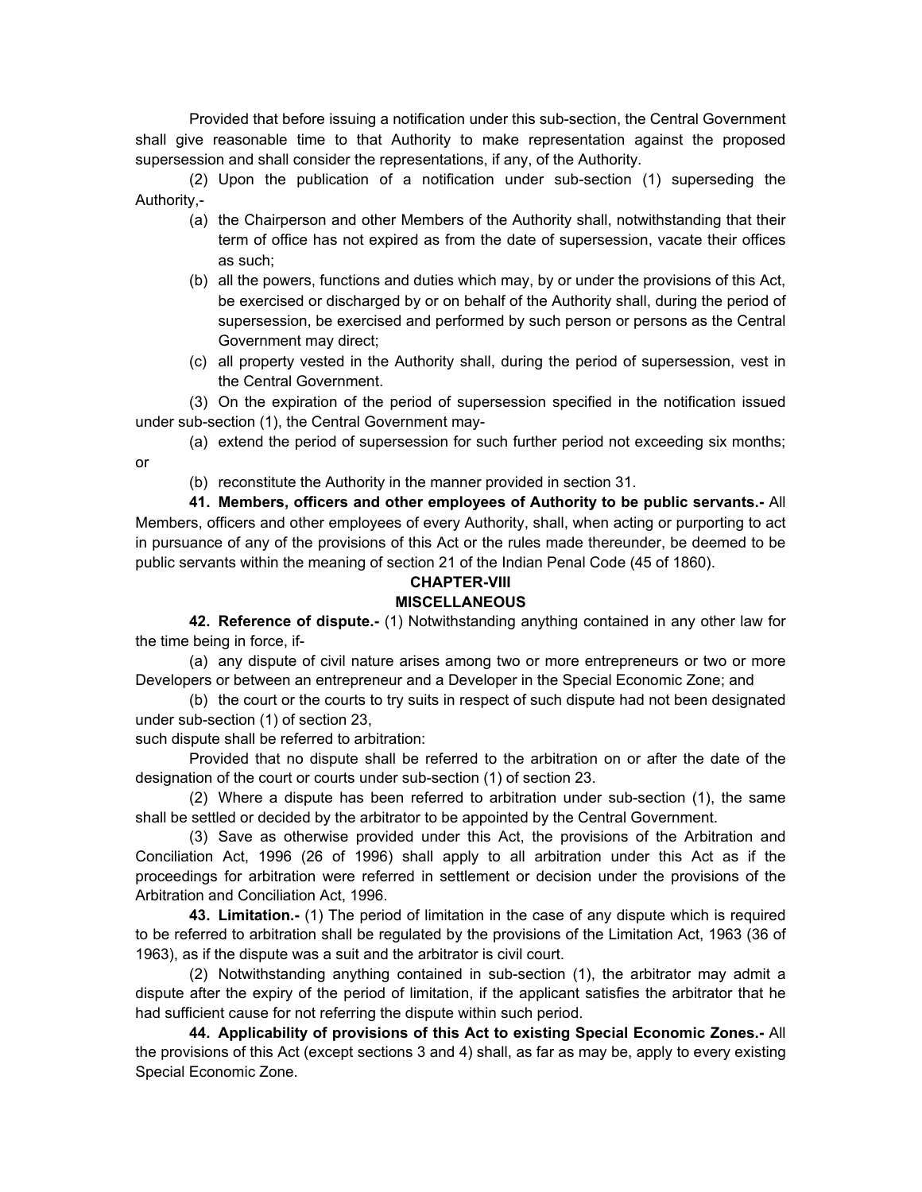Provided that before issuing a notification under this sub-section, the Central Government shall give reasonable time to that Authority to make representation against the proposed supersession and shall consider the representations, if any, of the Authority.

(2) Upon the publication of a notification under sub-section (1) superseding the Authority,-

(a) the Chairperson and other Members of the Authority shall, notwithstanding that their term of office has not expired as from the date of supersession, vacate their offices as such;

(b) all the powers, functions and duties which may, by or under the provisions of this Act, be exercised or discharged by or on behalf of the Authority shall, during the period of supersession, be exercised and performed by such person or persons as the Central Government may direct;

(c) all property vested in the Authority shall, during the period of supersession, vest in the Central Government.

(3) On the expiration of the period of supersession specified in the notification issued under sub-section (1), the Central Government may-

(a) extend the period of supersession for such further period not exceeding six months; or

(b) reconstitute the Authority in the manner provided in section 31.

**41. Members, officers and other employees of Authority to be public servants.-** All Members, officers and other employees of every Authority, shall, when acting or purporting to act in pursuance of any of the provisions of this Act or the rules made thereunder, be deemed to be public servants within the meaning of section 21 of the Indian Penal Code (45 of 1860).

## CHAPTER-VIII

## MISCELLANEOUS

**42. Reference of dispute.-** (1) Notwithstanding anything contained in any other law for the time being in force, if-

(a) any dispute of civil nature arises among two or more entrepreneurs or two or more Developers or between an entrepreneur and a Developer in the Special Economic Zone; and

(b) the court or the courts to try suits in respect of such dispute had not been designated under sub-section (1) of section 23,

such dispute shall be referred to arbitration:

Provided that no dispute shall be referred to the arbitration on or after the date of the designation of the court or courts under sub-section (1) of section 23.

(2) Where a dispute has been referred to arbitration under sub-section (1), the same shall be settled or decided by the arbitrator to be appointed by the Central Government.

(3) Save as otherwise provided under this Act, the provisions of the Arbitration and Conciliation Act, 1996 (26 of 1996) shall apply to all arbitration under this Act as if the proceedings for arbitration were referred in settlement or decision under the provisions of the Arbitration and Conciliation Act, 1996.

**43. Limitation.-** (1) The period of limitation in the case of any dispute which is required to be referred to arbitration shall be regulated by the provisions of the Limitation Act, 1963 (36 of 1963), as if the dispute was a suit and the arbitrator is civil court.

(2) Notwithstanding anything contained in sub-section (1), the arbitrator may admit a dispute after the expiry of the period of limitation, if the applicant satisfies the arbitrator that he had sufficient cause for not referring the dispute within such period.

**44. Applicability of provisions of this Act to existing Special Economic Zones.-** All the provisions of this Act (except sections 3 and 4) shall, as far as may be, apply to every existing Special Economic Zone.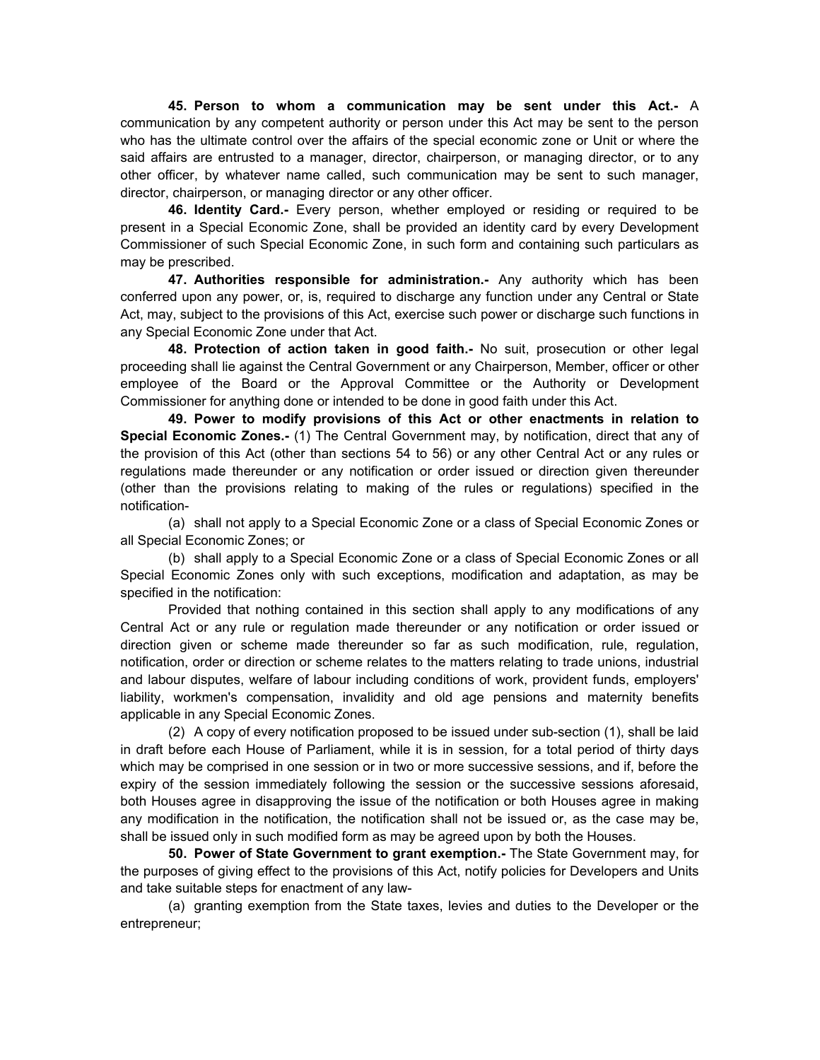**45. Person to whom a communication may be sent under this Act.-** A communication by any competent authority or person under this Act may be sent to the person who has the ultimate control over the affairs of the special economic zone or Unit or where the said affairs are entrusted to a manager, director, chairperson, or managing director, or to any other officer, by whatever name called, such communication may be sent to such manager, director, chairperson, or managing director or any other officer.

**46. Identity Card.-** Every person, whether employed or residing or required to be present in a Special Economic Zone, shall be provided an identity card by every Development Commissioner of such Special Economic Zone, in such form and containing such particulars as may be prescribed.

**47. Authorities responsible for administration.-** Any authority which has been conferred upon any power, or, is, required to discharge any function under any Central or State Act, may, subject to the provisions of this Act, exercise such power or discharge such functions in any Special Economic Zone under that Act.

**48. Protection of action taken in good faith.-** No suit, prosecution or other legal proceeding shall lie against the Central Government or any Chairperson, Member, officer or other employee of the Board or the Approval Committee or the Authority or Development Commissioner for anything done or intended to be done in good faith under this Act.

**49. Power to modify provisions of this Act or other enactments in relation to Special Economic Zones.-** (1) The Central Government may, by notification, direct that any of the provision of this Act (other than sections 54 to 56) or any other Central Act or any rules or regulations made thereunder or any notification or order issued or direction given thereunder (other than the provisions relating to making of the rules or regulations) specified in the notification-

(a) shall not apply to a Special Economic Zone or a class of Special Economic Zones or all Special Economic Zones; or

(b) shall apply to a Special Economic Zone or a class of Special Economic Zones or all Special Economic Zones only with such exceptions, modification and adaptation, as may be specified in the notification:

Provided that nothing contained in this section shall apply to any modifications of any Central Act or any rule or regulation made thereunder or any notification or order issued or direction given or scheme made thereunder so far as such modification, rule, regulation, notification, order or direction or scheme relates to the matters relating to trade unions, industrial and labour disputes, welfare of labour including conditions of work, provident funds, employers' liability, workmen's compensation, invalidity and old age pensions and maternity benefits applicable in any Special Economic Zones.

(2) A copy of every notification proposed to be issued under sub-section (1), shall be laid in draft before each House of Parliament, while it is in session, for a total period of thirty days which may be comprised in one session or in two or more successive sessions, and if, before the expiry of the session immediately following the session or the successive sessions aforesaid, both Houses agree in disapproving the issue of the notification or both Houses agree in making any modification in the notification, the notification shall not be issued or, as the case may be, shall be issued only in such modified form as may be agreed upon by both the Houses.

**50. Power of State Government to grant exemption.-** The State Government may, for the purposes of giving effect to the provisions of this Act, notify policies for Developers and Units and take suitable steps for enactment of any law-

(a) granting exemption from the State taxes, levies and duties to the Developer or the entrepreneur;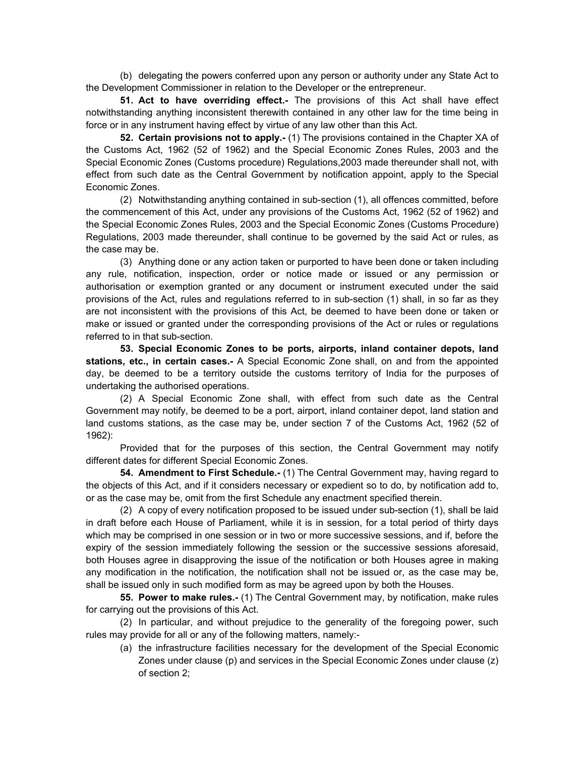(b) delegating the powers conferred upon any person or authority under any State Act to the Development Commissioner in relation to the Developer or the entrepreneur.

**51. Act to have overriding effect.-** The provisions of this Act shall have effect notwithstanding anything inconsistent therewith contained in any other law for the time being in force or in any instrument having effect by virtue of any law other than this Act.

**52. Certain provisions not to apply.-** (1) The provisions contained in the Chapter XA of the Customs Act, 1962 (52 of 1962) and the Special Economic Zones Rules, 2003 and the Special Economic Zones (Customs procedure) Regulations,2003 made thereunder shall not, with effect from such date as the Central Government by notification appoint, apply to the Special Economic Zones.

(2) Notwithstanding anything contained in sub-section (1), all offences committed, before the commencement of this Act, under any provisions of the Customs Act, 1962 (52 of 1962) and the Special Economic Zones Rules, 2003 and the Special Economic Zones (Customs Procedure) Regulations, 2003 made thereunder, shall continue to be governed by the said Act or rules, as the case may be.

(3) Anything done or any action taken or purported to have been done or taken including any rule, notification, inspection, order or notice made or issued or any permission or authorisation or exemption granted or any document or instrument executed under the said provisions of the Act, rules and regulations referred to in sub-section (1) shall, in so far as they are not inconsistent with the provisions of this Act, be deemed to have been done or taken or make or issued or granted under the corresponding provisions of the Act or rules or regulations referred to in that sub-section.

**53. Special Economic Zones to be ports, airports, inland container depots, land stations, etc., in certain cases.-** A Special Economic Zone shall, on and from the appointed day, be deemed to be a territory outside the customs territory of India for the purposes of undertaking the authorised operations.

(2) A Special Economic Zone shall, with effect from such date as the Central Government may notify, be deemed to be a port, airport, inland container depot, land station and land customs stations, as the case may be, under section 7 of the Customs Act, 1962 (52 of 1962):

Provided that for the purposes of this section, the Central Government may notify different dates for different Special Economic Zones.

**54. Amendment to First Schedule.-** (1) The Central Government may, having regard to the objects of this Act, and if it considers necessary or expedient so to do, by notification add to, or as the case may be, omit from the first Schedule any enactment specified therein.

(2) A copy of every notification proposed to be issued under sub-section (1), shall be laid in draft before each House of Parliament, while it is in session, for a total period of thirty days which may be comprised in one session or in two or more successive sessions, and if, before the expiry of the session immediately following the session or the successive sessions aforesaid, both Houses agree in disapproving the issue of the notification or both Houses agree in making any modification in the notification, the notification shall not be issued or, as the case may be, shall be issued only in such modified form as may be agreed upon by both the Houses.

**55. Power to make rules.-** (1) The Central Government may, by notification, make rules for carrying out the provisions of this Act.

(2) In particular, and without prejudice to the generality of the foregoing power, such rules may provide for all or any of the following matters, namely:-

(a) the infrastructure facilities necessary for the development of the Special Economic Zones under clause (p) and services in the Special Economic Zones under clause (z) of section 2;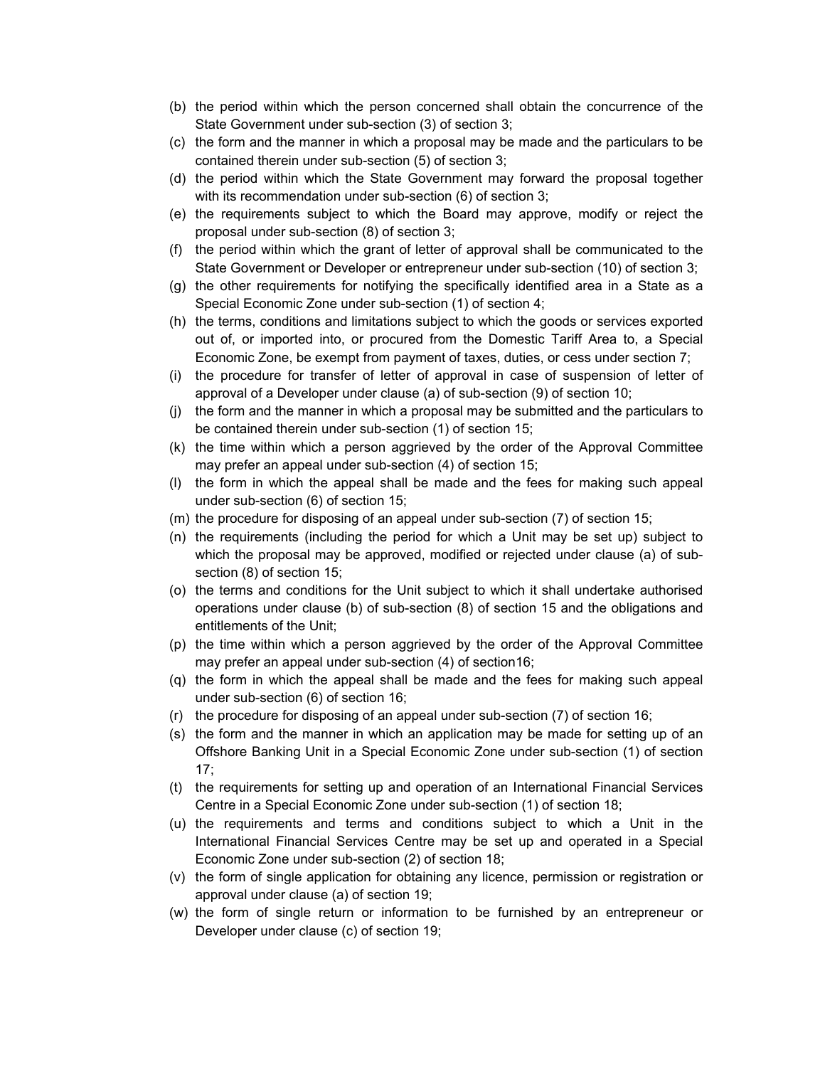(b) the period within which the person concerned shall obtain the concurrence of the State Government under sub-section (3) of section 3;

(c) the form and the manner in which a proposal may be made and the particulars to be contained therein under sub-section (5) of section 3;

(d) the period within which the State Government may forward the proposal together with its recommendation under sub-section (6) of section 3;

(e) the requirements subject to which the Board may approve, modify or reject the proposal under sub-section (8) of section 3;

(f) the period within which the grant of letter of approval shall be communicated to the State Government or Developer or entrepreneur under sub-section (10) of section 3;

(g) the other requirements for notifying the specifically identified area in a State as a Special Economic Zone under sub-section (1) of section 4;

(h) the terms, conditions and limitations subject to which the goods or services exported out of, or imported into, or procured from the Domestic Tariff Area to, a Special Economic Zone, be exempt from payment of taxes, duties, or cess under section 7;

(i) the procedure for transfer of letter of approval in case of suspension of letter of approval of a Developer under clause (a) of sub-section (9) of section 10;

(j) the form and the manner in which a proposal may be submitted and the particulars to be contained therein under sub-section (1) of section 15;

(k) the time within which a person aggrieved by the order of the Approval Committee may prefer an appeal under sub-section (4) of section 15;

(l) the form in which the appeal shall be made and the fees for making such appeal under sub-section (6) of section 15;

(m) the procedure for disposing of an appeal under sub-section (7) of section 15;

(n) the requirements (including the period for which a Unit may be set up) subject to which the proposal may be approved, modified or rejected under clause (a) of sub-section (8) of section 15;

(o) the terms and conditions for the Unit subject to which it shall undertake authorised operations under clause (b) of sub-section (8) of section 15 and the obligations and entitlements of the Unit;

(p) the time within which a person aggrieved by the order of the Approval Committee may prefer an appeal under sub-section (4) of section16;

(q) the form in which the appeal shall be made and the fees for making such appeal under sub-section (6) of section 16;

(r) the procedure for disposing of an appeal under sub-section (7) of section 16;

(s) the form and the manner in which an application may be made for setting up of an Offshore Banking Unit in a Special Economic Zone under sub-section (1) of section 17;

(t) the requirements for setting up and operation of an International Financial Services Centre in a Special Economic Zone under sub-section (1) of section 18;

(u) the requirements and terms and conditions subject to which a Unit in the International Financial Services Centre may be set up and operated in a Special Economic Zone under sub-section (2) of section 18;

(v) the form of single application for obtaining any licence, permission or registration or approval under clause (a) of section 19;

(w) the form of single return or information to be furnished by an entrepreneur or Developer under clause (c) of section 19;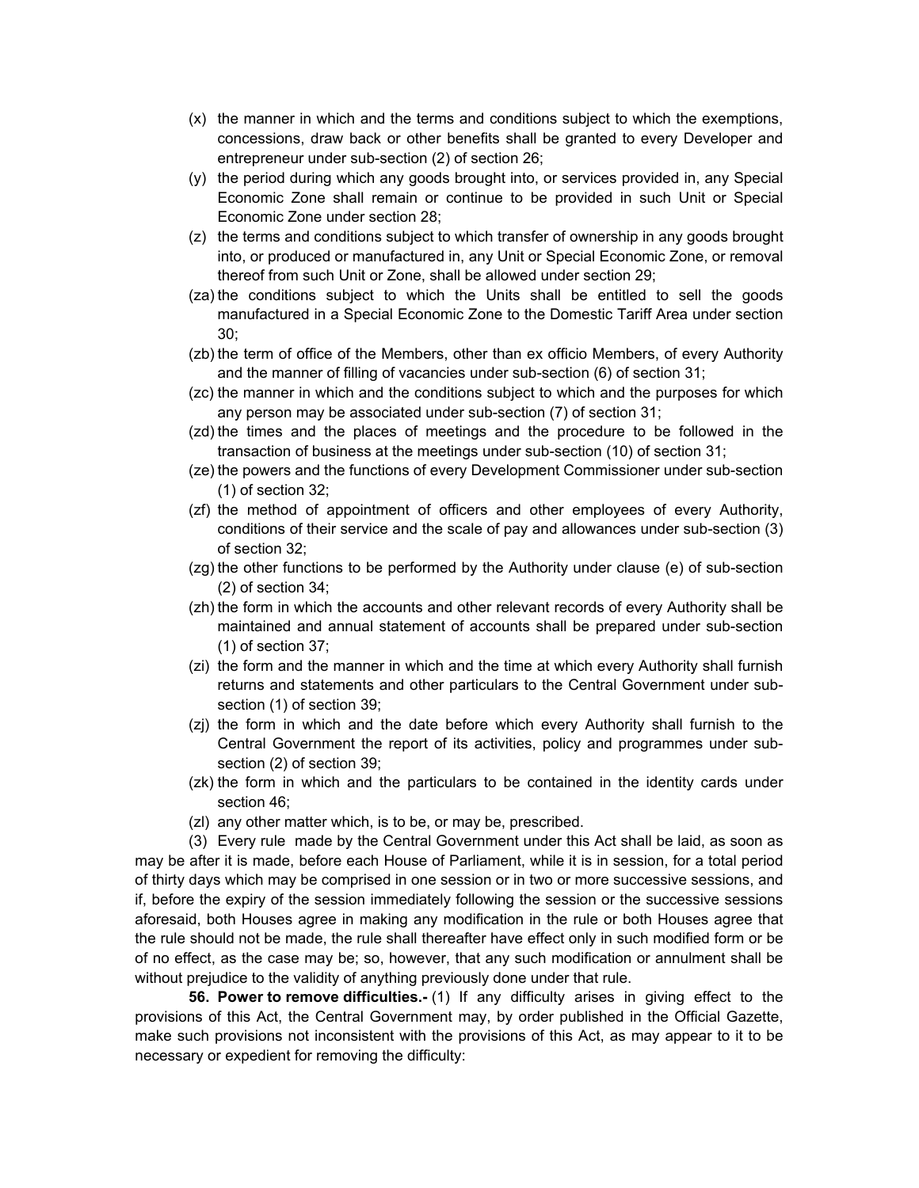(x) the manner in which and the terms and conditions subject to which the exemptions, concessions, draw back or other benefits shall be granted to every Developer and entrepreneur under sub-section (2) of section 26;

(y) the period during which any goods brought into, or services provided in, any Special Economic Zone shall remain or continue to be provided in such Unit or Special Economic Zone under section 28;

(z) the terms and conditions subject to which transfer of ownership in any goods brought into, or produced or manufactured in, any Unit or Special Economic Zone, or removal thereof from such Unit or Zone, shall be allowed under section 29;

(za) the conditions subject to which the Units shall be entitled to sell the goods manufactured in a Special Economic Zone to the Domestic Tariff Area under section 30;

(zb) the term of office of the Members, other than ex officio Members, of every Authority and the manner of filling of vacancies under sub-section (6) of section 31;

(zc) the manner in which and the conditions subject to which and the purposes for which any person may be associated under sub-section (7) of section 31;

(zd) the times and the places of meetings and the procedure to be followed in the transaction of business at the meetings under sub-section (10) of section 31;

(ze) the powers and the functions of every Development Commissioner under sub-section (1) of section 32;

(zf) the method of appointment of officers and other employees of every Authority, conditions of their service and the scale of pay and allowances under sub-section (3) of section 32;

(zg) the other functions to be performed by the Authority under clause (e) of sub-section (2) of section 34;

(zh) the form in which the accounts and other relevant records of every Authority shall be maintained and annual statement of accounts shall be prepared under sub-section (1) of section 37;

(zi) the form and the manner in which and the time at which every Authority shall furnish returns and statements and other particulars to the Central Government under sub-section (1) of section 39;

(zj) the form in which and the date before which every Authority shall furnish to the Central Government the report of its activities, policy and programmes under sub-section (2) of section 39;

(zk) the form in which and the particulars to be contained in the identity cards under section 46;

(zl) any other matter which, is to be, or may be, prescribed.

(3) Every rule made by the Central Government under this Act shall be laid, as soon as may be after it is made, before each House of Parliament, while it is in session, for a total period of thirty days which may be comprised in one session or in two or more successive sessions, and if, before the expiry of the session immediately following the session or the successive sessions aforesaid, both Houses agree in making any modification in the rule or both Houses agree that the rule should not be made, the rule shall thereafter have effect only in such modified form or be of no effect, as the case may be; so, however, that any such modification or annulment shall be without prejudice to the validity of anything previously done under that rule.

**56. Power to remove difficulties.-** (1) If any difficulty arises in giving effect to the provisions of this Act, the Central Government may, by order published in the Official Gazette, make such provisions not inconsistent with the provisions of this Act, as may appear to it to be necessary or expedient for removing the difficulty: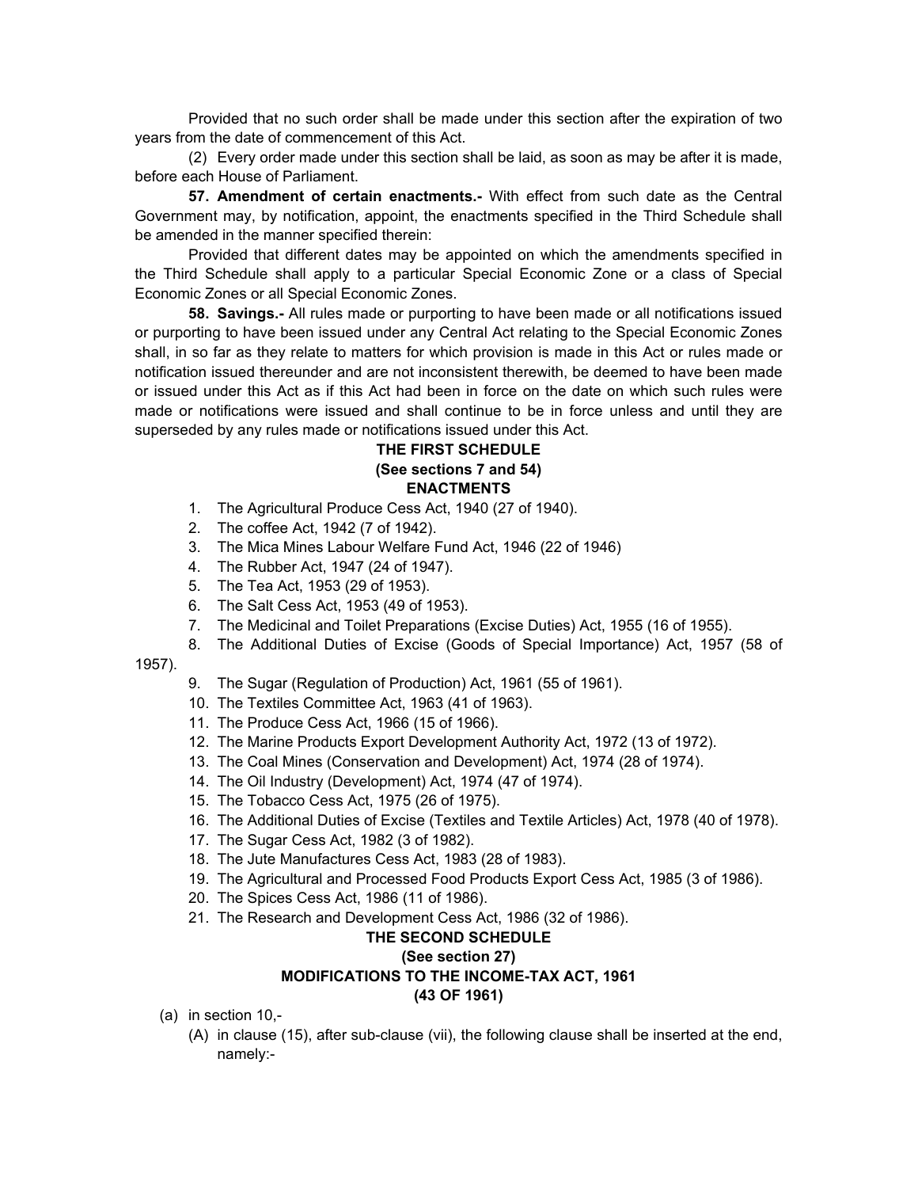Provided that no such order shall be made under this section after the expiration of two years from the date of commencement of this Act.

(2) Every order made under this section shall be laid, as soon as may be after it is made, before each House of Parliament.

**57. Amendment of certain enactments.-** With effect from such date as the Central Government may, by notification, appoint, the enactments specified in the Third Schedule shall be amended in the manner specified therein:

Provided that different dates may be appointed on which the amendments specified in the Third Schedule shall apply to a particular Special Economic Zone or a class of Special Economic Zones or all Special Economic Zones.

**58. Savings.-** All rules made or purporting to have been made or all notifications issued or purporting to have been issued under any Central Act relating to the Special Economic Zones shall, in so far as they relate to matters for which provision is made in this Act or rules made or notification issued thereunder and are not inconsistent therewith, be deemed to have been made or issued under this Act as if this Act had been in force on the date on which such rules were made or notifications were issued and shall continue to be in force unless and until they are superseded by any rules made or notifications issued under this Act.

**THE FIRST SCHEDULE**
**(See sections 7 and 54)**
**ENACTMENTS**

1. The Agricultural Produce Cess Act, 1940 (27 of 1940).
2. The coffee Act, 1942 (7 of 1942).
3. The Mica Mines Labour Welfare Fund Act, 1946 (22 of 1946)
4. The Rubber Act, 1947 (24 of 1947).
5. The Tea Act, 1953 (29 of 1953).
6. The Salt Cess Act, 1953 (49 of 1953).
7. The Medicinal and Toilet Preparations (Excise Duties) Act, 1955 (16 of 1955).
8. The Additional Duties of Excise (Goods of Special Importance) Act, 1957 (58 of 1957).
9. The Sugar (Regulation of Production) Act, 1961 (55 of 1961).
10. The Textiles Committee Act, 1963 (41 of 1963).
11. The Produce Cess Act, 1966 (15 of 1966).
12. The Marine Products Export Development Authority Act, 1972 (13 of 1972).
13. The Coal Mines (Conservation and Development) Act, 1974 (28 of 1974).
14. The Oil Industry (Development) Act, 1974 (47 of 1974).
15. The Tobacco Cess Act, 1975 (26 of 1975).
16. The Additional Duties of Excise (Textiles and Textile Articles) Act, 1978 (40 of 1978).
17. The Sugar Cess Act, 1982 (3 of 1982).
18. The Jute Manufactures Cess Act, 1983 (28 of 1983).
19. The Agricultural and Processed Food Products Export Cess Act, 1985 (3 of 1986).
20. The Spices Cess Act, 1986 (11 of 1986).
21. The Research and Development Cess Act, 1986 (32 of 1986).

**THE SECOND SCHEDULE**
**(See section 27)**
**MODIFICATIONS TO THE INCOME-TAX ACT, 1961**
**(43 OF 1961)**

(a) in section 10,-
   (A) in clause (15), after sub-clause (vii), the following clause shall be inserted at the end, namely:-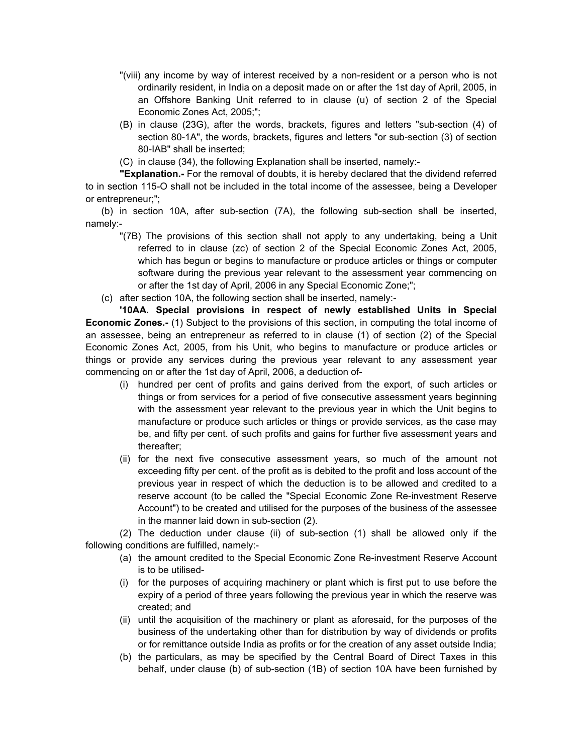"(viii) any income by way of interest received by a non-resident or a person who is not ordinarily resident, in India on a deposit made on or after the 1st day of April, 2005, in an Offshore Banking Unit referred to in clause (u) of section 2 of the Special Economic Zones Act, 2005;";

(B) in clause (23G), after the words, brackets, figures and letters "sub-section (4) of section 80-1A", the words, brackets, figures and letters "or sub-section (3) of section 80-IAB" shall be inserted;

(C) in clause (34), the following Explanation shall be inserted, namely:-

**"Explanation.-** For the removal of doubts, it is hereby declared that the dividend referred to in section 115-O shall not be included in the total income of the assessee, being a Developer or entrepreneur;";

(b) in section 10A, after sub-section (7A), the following sub-section shall be inserted, namely:-

"(7B) The provisions of this section shall not apply to any undertaking, being a Unit referred to in clause (zc) of section 2 of the Special Economic Zones Act, 2005, which has begun or begins to manufacture or produce articles or things or computer software during the previous year relevant to the assessment year commencing on or after the 1st day of April, 2006 in any Special Economic Zone;";

(c) after section 10A, the following section shall be inserted, namely:-

**'10AA. Special provisions in respect of newly established Units in Special Economic Zones.-** (1) Subject to the provisions of this section, in computing the total income of an assessee, being an entrepreneur as referred to in clause (1) of section (2) of the Special Economic Zones Act, 2005, from his Unit, who begins to manufacture or produce articles or things or provide any services during the previous year relevant to any assessment year commencing on or after the 1st day of April, 2006, a deduction of-

(i) hundred per cent of profits and gains derived from the export, of such articles or things or from services for a period of five consecutive assessment years beginning with the assessment year relevant to the previous year in which the Unit begins to manufacture or produce such articles or things or provide services, as the case may be, and fifty per cent. of such profits and gains for further five assessment years and thereafter;

(ii) for the next five consecutive assessment years, so much of the amount not exceeding fifty per cent. of the profit as is debited to the profit and loss account of the previous year in respect of which the deduction is to be allowed and credited to a reserve account (to be called the "Special Economic Zone Re-investment Reserve Account") to be created and utilised for the purposes of the business of the assessee in the manner laid down in sub-section (2).

(2) The deduction under clause (ii) of sub-section (1) shall be allowed only if the following conditions are fulfilled, namely:-

(a) the amount credited to the Special Economic Zone Re-investment Reserve Account is to be utilised-

(i) for the purposes of acquiring machinery or plant which is first put to use before the expiry of a period of three years following the previous year in which the reserve was created; and

(ii) until the acquisition of the machinery or plant as aforesaid, for the purposes of the business of the undertaking other than for distribution by way of dividends or profits or for remittance outside India as profits or for the creation of any asset outside India;

(b) the particulars, as may be specified by the Central Board of Direct Taxes in this behalf, under clause (b) of sub-section (1B) of section 10A have been furnished by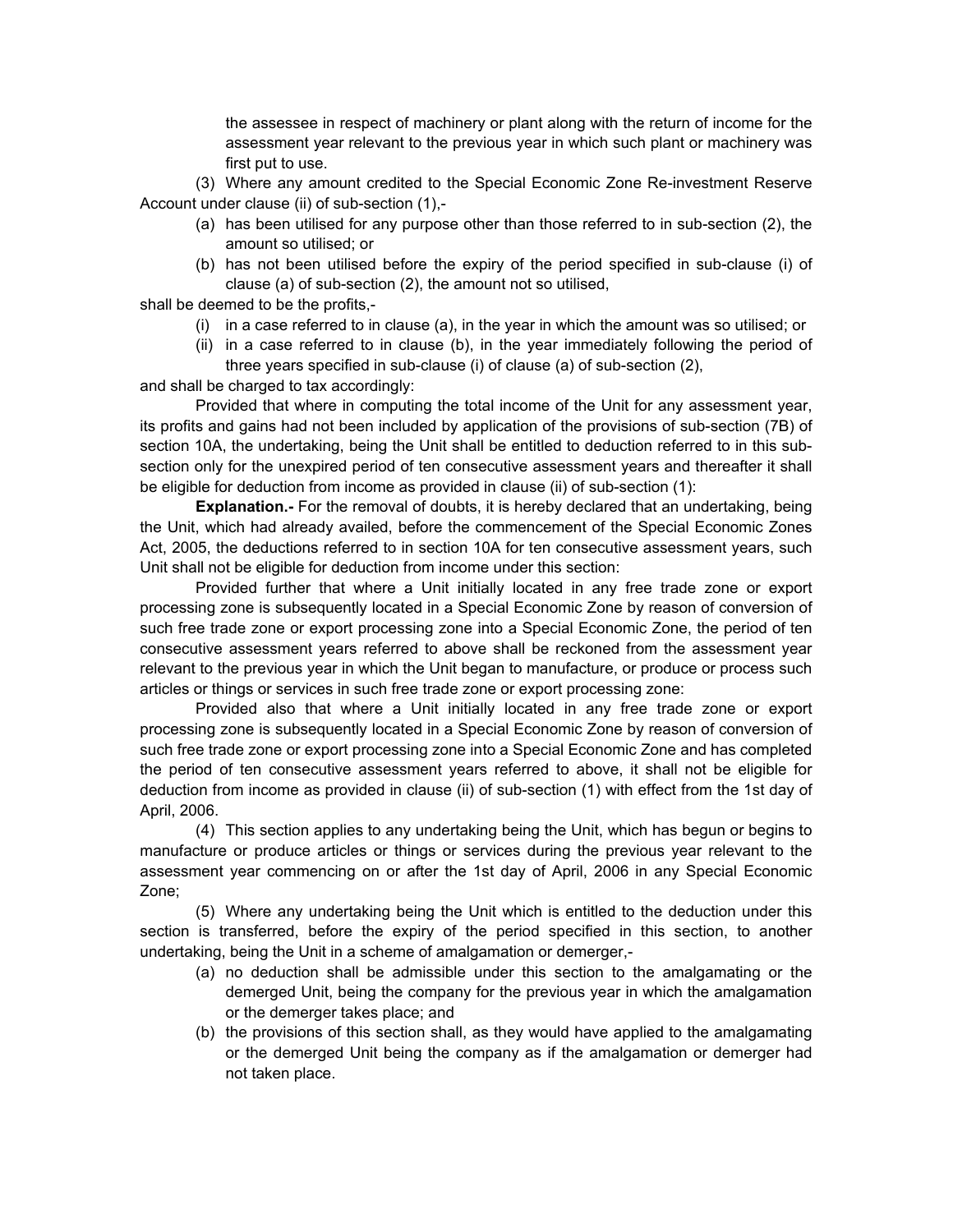the assessee in respect of machinery or plant along with the return of income for the assessment year relevant to the previous year in which such plant or machinery was first put to use.

(3) Where any amount credited to the Special Economic Zone Re-investment Reserve Account under clause (ii) of sub-section (1),-

(a) has been utilised for any purpose other than those referred to in sub-section (2), the amount so utilised; or

(b) has not been utilised before the expiry of the period specified in sub-clause (i) of clause (a) of sub-section (2), the amount not so utilised,

shall be deemed to be the profits,-

(i) in a case referred to in clause (a), in the year in which the amount was so utilised; or

(ii) in a case referred to in clause (b), in the year immediately following the period of three years specified in sub-clause (i) of clause (a) of sub-section (2),

and shall be charged to tax accordingly:

Provided that where in computing the total income of the Unit for any assessment year, its profits and gains had not been included by application of the provisions of sub-section (7B) of section 10A, the undertaking, being the Unit shall be entitled to deduction referred to in this sub-section only for the unexpired period of ten consecutive assessment years and thereafter it shall be eligible for deduction from income as provided in clause (ii) of sub-section (1):

**Explanation.-** For the removal of doubts, it is hereby declared that an undertaking, being the Unit, which had already availed, before the commencement of the Special Economic Zones Act, 2005, the deductions referred to in section 10A for ten consecutive assessment years, such Unit shall not be eligible for deduction from income under this section:

Provided further that where a Unit initially located in any free trade zone or export processing zone is subsequently located in a Special Economic Zone by reason of conversion of such free trade zone or export processing zone into a Special Economic Zone, the period of ten consecutive assessment years referred to above shall be reckoned from the assessment year relevant to the previous year in which the Unit began to manufacture, or produce or process such articles or things or services in such free trade zone or export processing zone:

Provided also that where a Unit initially located in any free trade zone or export processing zone is subsequently located in a Special Economic Zone by reason of conversion of such free trade zone or export processing zone into a Special Economic Zone and has completed the period of ten consecutive assessment years referred to above, it shall not be eligible for deduction from income as provided in clause (ii) of sub-section (1) with effect from the 1st day of April, 2006.

(4) This section applies to any undertaking being the Unit, which has begun or begins to manufacture or produce articles or things or services during the previous year relevant to the assessment year commencing on or after the 1st day of April, 2006 in any Special Economic Zone;

(5) Where any undertaking being the Unit which is entitled to the deduction under this section is transferred, before the expiry of the period specified in this section, to another undertaking, being the Unit in a scheme of amalgamation or demerger,-

(a) no deduction shall be admissible under this section to the amalgamating or the demerged Unit, being the company for the previous year in which the amalgamation or the demerger takes place; and

(b) the provisions of this section shall, as they would have applied to the amalgamating or the demerged Unit being the company as if the amalgamation or demerger had not taken place.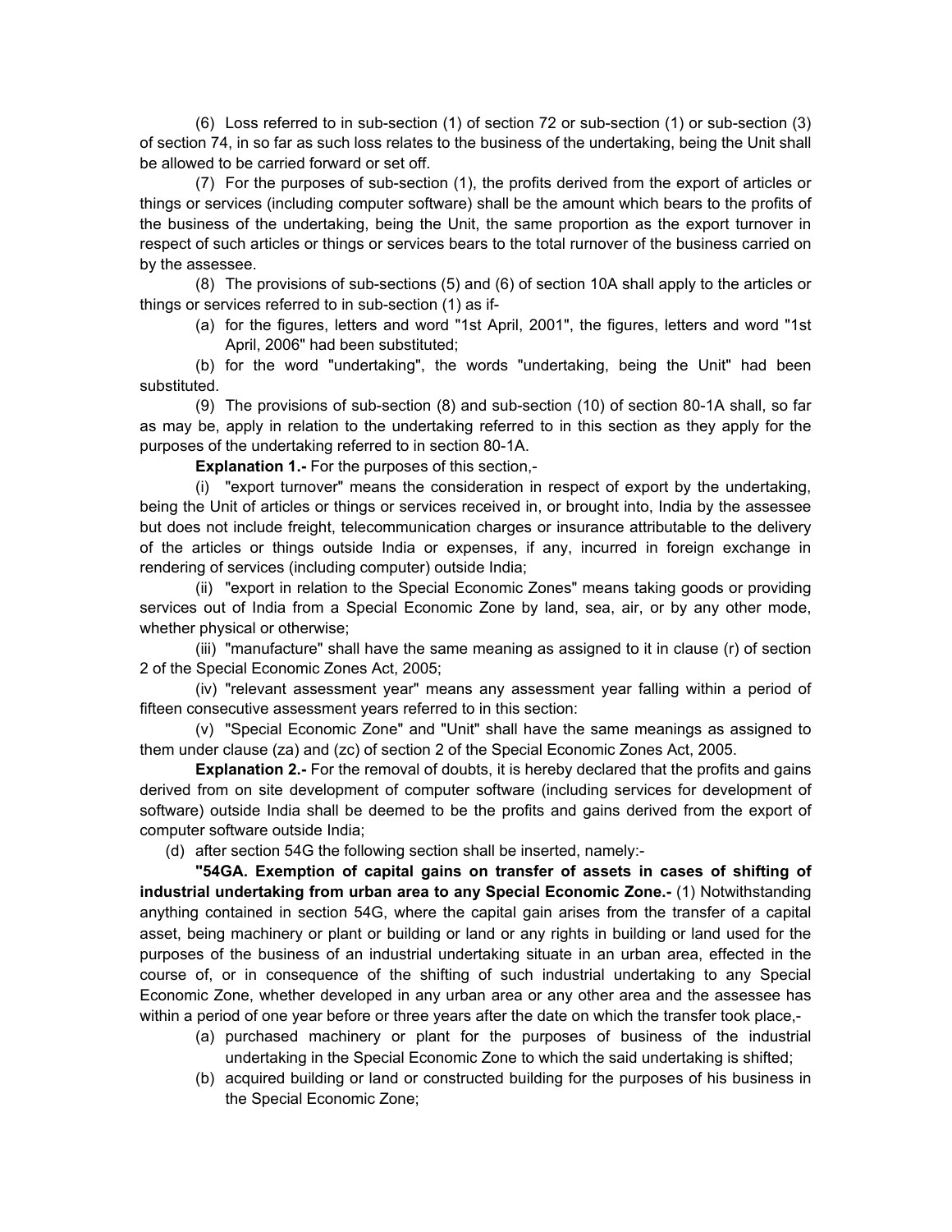(6) Loss referred to in sub-section (1) of section 72 or sub-section (1) or sub-section (3) of section 74, in so far as such loss relates to the business of the undertaking, being the Unit shall be allowed to be carried forward or set off.

(7) For the purposes of sub-section (1), the profits derived from the export of articles or things or services (including computer software) shall be the amount which bears to the profits of the business of the undertaking, being the Unit, the same proportion as the export turnover in respect of such articles or things or services bears to the total rurnover of the business carried on by the assessee.

(8) The provisions of sub-sections (5) and (6) of section 10A shall apply to the articles or things or services referred to in sub-section (1) as if-

(a) for the figures, letters and word "1st April, 2001", the figures, letters and word "1st April, 2006" had been substituted;

(b) for the word "undertaking", the words "undertaking, being the Unit" had been substituted.

(9) The provisions of sub-section (8) and sub-section (10) of section 80-1A shall, so far as may be, apply in relation to the undertaking referred to in this section as they apply for the purposes of the undertaking referred to in section 80-1A.

**Explanation 1.-** For the purposes of this section,-

(i) "export turnover" means the consideration in respect of export by the undertaking, being the Unit of articles or things or services received in, or brought into, India by the assessee but does not include freight, telecommunication charges or insurance attributable to the delivery of the articles or things outside India or expenses, if any, incurred in foreign exchange in rendering of services (including computer) outside India;

(ii) "export in relation to the Special Economic Zones" means taking goods or providing services out of India from a Special Economic Zone by land, sea, air, or by any other mode, whether physical or otherwise;

(iii) "manufacture" shall have the same meaning as assigned to it in clause (r) of section 2 of the Special Economic Zones Act, 2005;

(iv) "relevant assessment year" means any assessment year falling within a period of fifteen consecutive assessment years referred to in this section:

(v) "Special Economic Zone" and "Unit" shall have the same meanings as assigned to them under clause (za) and (zc) of section 2 of the Special Economic Zones Act, 2005.

**Explanation 2.-** For the removal of doubts, it is hereby declared that the profits and gains derived from on site development of computer software (including services for development of software) outside India shall be deemed to be the profits and gains derived from the export of computer software outside India;

(d) after section 54G the following section shall be inserted, namely:-

**"54GA. Exemption of capital gains on transfer of assets in cases of shifting of industrial undertaking from urban area to any Special Economic Zone.-** (1) Notwithstanding anything contained in section 54G, where the capital gain arises from the transfer of a capital asset, being machinery or plant or building or land or any rights in building or land used for the purposes of the business of an industrial undertaking situate in an urban area, effected in the course of, or in consequence of the shifting of such industrial undertaking to any Special Economic Zone, whether developed in any urban area or any other area and the assessee has within a period of one year before or three years after the date on which the transfer took place,-

(a) purchased machinery or plant for the purposes of business of the industrial undertaking in the Special Economic Zone to which the said undertaking is shifted;

(b) acquired building or land or constructed building for the purposes of his business in the Special Economic Zone;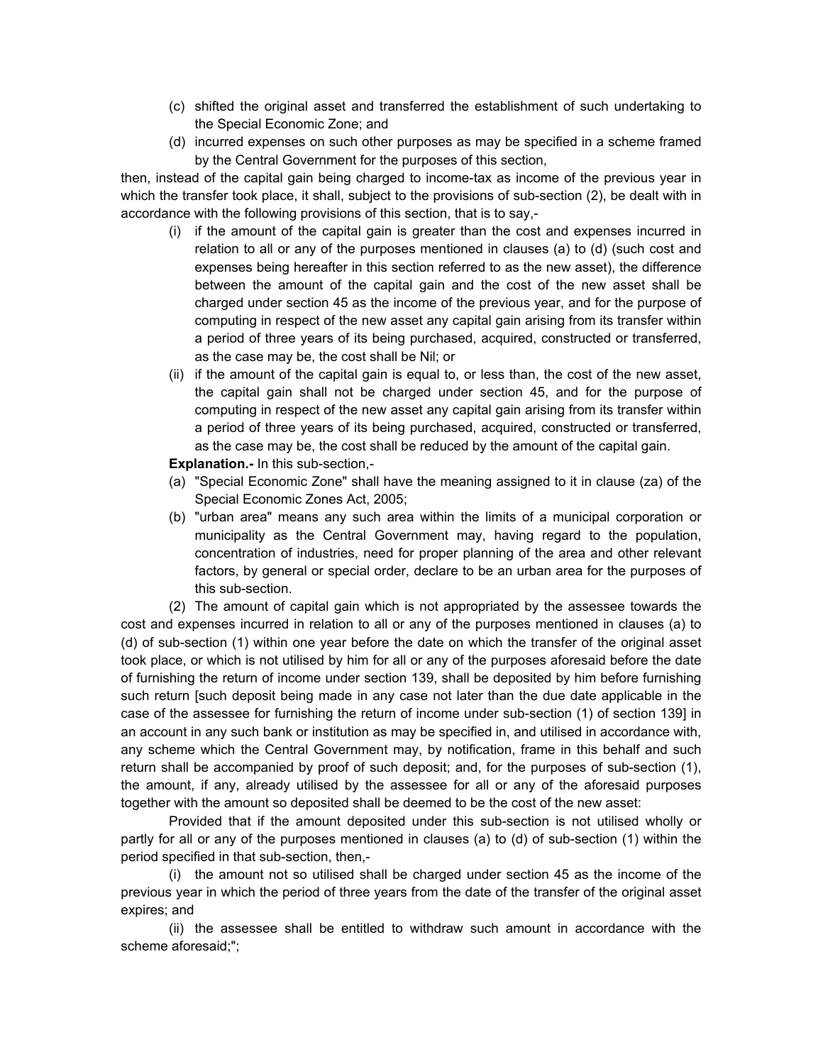(c) shifted the original asset and transferred the establishment of such undertaking to the Special Economic Zone; and

(d) incurred expenses on such other purposes as may be specified in a scheme framed by the Central Government for the purposes of this section,

then, instead of the capital gain being charged to income-tax as income of the previous year in which the transfer took place, it shall, subject to the provisions of sub-section (2), be dealt with in accordance with the following provisions of this section, that is to say,-

(i) if the amount of the capital gain is greater than the cost and expenses incurred in relation to all or any of the purposes mentioned in clauses (a) to (d) (such cost and expenses being hereafter in this section referred to as the new asset), the difference between the amount of the capital gain and the cost of the new asset shall be charged under section 45 as the income of the previous year, and for the purpose of computing in respect of the new asset any capital gain arising from its transfer within a period of three years of its being purchased, acquired, constructed or transferred, as the case may be, the cost shall be Nil; or

(ii) if the amount of the capital gain is equal to, or less than, the cost of the new asset, the capital gain shall not be charged under section 45, and for the purpose of computing in respect of the new asset any capital gain arising from its transfer within a period of three years of its being purchased, acquired, constructed or transferred, as the case may be, the cost shall be reduced by the amount of the capital gain.

**Explanation.-** In this sub-section,-

(a) "Special Economic Zone" shall have the meaning assigned to it in clause (za) of the Special Economic Zones Act, 2005;

(b) "urban area" means any such area within the limits of a municipal corporation or municipality as the Central Government may, having regard to the population, concentration of industries, need for proper planning of the area and other relevant factors, by general or special order, declare to be an urban area for the purposes of this sub-section.

(2) The amount of capital gain which is not appropriated by the assessee towards the cost and expenses incurred in relation to all or any of the purposes mentioned in clauses (a) to (d) of sub-section (1) within one year before the date on which the transfer of the original asset took place, or which is not utilised by him for all or any of the purposes aforesaid before the date of furnishing the return of income under section 139, shall be deposited by him before furnishing such return [such deposit being made in any case not later than the due date applicable in the case of the assessee for furnishing the return of income under sub-section (1) of section 139] in an account in any such bank or institution as may be specified in, and utilised in accordance with, any scheme which the Central Government may, by notification, frame in this behalf and such return shall be accompanied by proof of such deposit; and, for the purposes of sub-section (1), the amount, if any, already utilised by the assessee for all or any of the aforesaid purposes together with the amount so deposited shall be deemed to be the cost of the new asset:

Provided that if the amount deposited under this sub-section is not utilised wholly or partly for all or any of the purposes mentioned in clauses (a) to (d) of sub-section (1) within the period specified in that sub-section, then,-

(i) the amount not so utilised shall be charged under section 45 as the income of the previous year in which the period of three years from the date of the transfer of the original asset expires; and

(ii) the assessee shall be entitled to withdraw such amount in accordance with the scheme aforesaid;";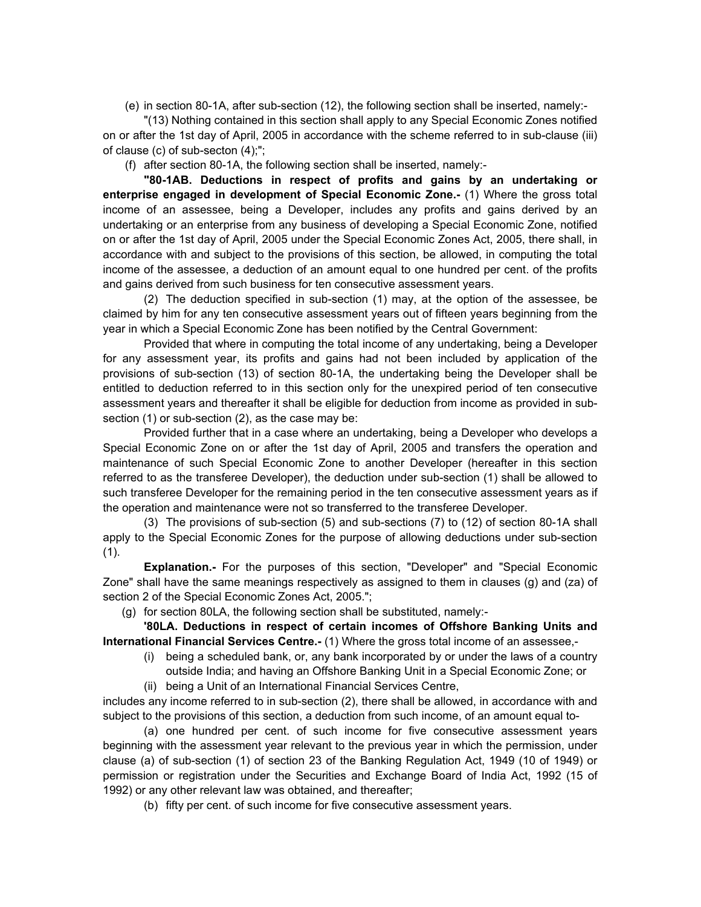(e) in section 80-1A, after sub-section (12), the following section shall be inserted, namely:-

"(13) Nothing contained in this section shall apply to any Special Economic Zones notified on or after the 1st day of April, 2005 in accordance with the scheme referred to in sub-clause (iii) of clause (c) of sub-secton (4);";

(f) after section 80-1A, the following section shall be inserted, namely:-

**"80-1AB. Deductions in respect of profits and gains by an undertaking or enterprise engaged in development of Special Economic Zone.-** (1) Where the gross total income of an assessee, being a Developer, includes any profits and gains derived by an undertaking or an enterprise from any business of developing a Special Economic Zone, notified on or after the 1st day of April, 2005 under the Special Economic Zones Act, 2005, there shall, in accordance with and subject to the provisions of this section, be allowed, in computing the total income of the assessee, a deduction of an amount equal to one hundred per cent. of the profits and gains derived from such business for ten consecutive assessment years.

(2) The deduction specified in sub-section (1) may, at the option of the assessee, be claimed by him for any ten consecutive assessment years out of fifteen years beginning from the year in which a Special Economic Zone has been notified by the Central Government:

Provided that where in computing the total income of any undertaking, being a Developer for any assessment year, its profits and gains had not been included by application of the provisions of sub-section (13) of section 80-1A, the undertaking being the Developer shall be entitled to deduction referred to in this section only for the unexpired period of ten consecutive assessment years and thereafter it shall be eligible for deduction from income as provided in sub-section (1) or sub-section (2), as the case may be:

Provided further that in a case where an undertaking, being a Developer who develops a Special Economic Zone on or after the 1st day of April, 2005 and transfers the operation and maintenance of such Special Economic Zone to another Developer (hereafter in this section referred to as the transferee Developer), the deduction under sub-section (1) shall be allowed to such transferee Developer for the remaining period in the ten consecutive assessment years as if the operation and maintenance were not so transferred to the transferee Developer.

(3) The provisions of sub-section (5) and sub-sections (7) to (12) of section 80-1A shall apply to the Special Economic Zones for the purpose of allowing deductions under sub-section (1).

**Explanation.-** For the purposes of this section, "Developer" and "Special Economic Zone" shall have the same meanings respectively as assigned to them in clauses (g) and (za) of section 2 of the Special Economic Zones Act, 2005.";

(g) for section 80LA, the following section shall be substituted, namely:-

**'80LA. Deductions in respect of certain incomes of Offshore Banking Units and International Financial Services Centre.-** (1) Where the gross total income of an assessee,-

(i) being a scheduled bank, or, any bank incorporated by or under the laws of a country outside India; and having an Offshore Banking Unit in a Special Economic Zone; or

(ii) being a Unit of an International Financial Services Centre,

includes any income referred to in sub-section (2), there shall be allowed, in accordance with and subject to the provisions of this section, a deduction from such income, of an amount equal to-

(a) one hundred per cent. of such income for five consecutive assessment years beginning with the assessment year relevant to the previous year in which the permission, under clause (a) of sub-section (1) of section 23 of the Banking Regulation Act, 1949 (10 of 1949) or permission or registration under the Securities and Exchange Board of India Act, 1992 (15 of 1992) or any other relevant law was obtained, and thereafter;

(b) fifty per cent. of such income for five consecutive assessment years.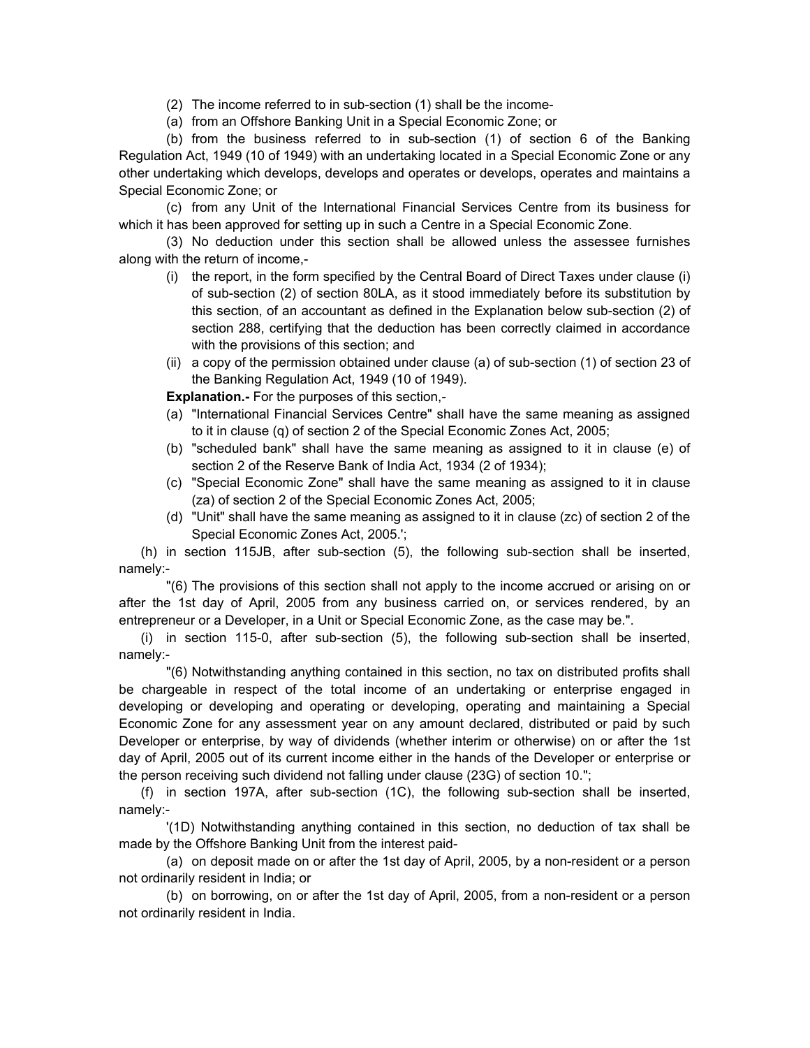(2) The income referred to in sub-section (1) shall be the income-

(a) from an Offshore Banking Unit in a Special Economic Zone; or

(b) from the business referred to in sub-section (1) of section 6 of the Banking Regulation Act, 1949 (10 of 1949) with an undertaking located in a Special Economic Zone or any other undertaking which develops, develops and operates or develops, operates and maintains a Special Economic Zone; or

(c) from any Unit of the International Financial Services Centre from its business for which it has been approved for setting up in such a Centre in a Special Economic Zone.

(3) No deduction under this section shall be allowed unless the assessee furnishes along with the return of income,-

(i) the report, in the form specified by the Central Board of Direct Taxes under clause (i) of sub-section (2) of section 80LA, as it stood immediately before its substitution by this section, of an accountant as defined in the Explanation below sub-section (2) of section 288, certifying that the deduction has been correctly claimed in accordance with the provisions of this section; and

(ii) a copy of the permission obtained under clause (a) of sub-section (1) of section 23 of the Banking Regulation Act, 1949 (10 of 1949).

**Explanation.-** For the purposes of this section,-

(a) "International Financial Services Centre" shall have the same meaning as assigned to it in clause (q) of section 2 of the Special Economic Zones Act, 2005;

(b) "scheduled bank" shall have the same meaning as assigned to it in clause (e) of section 2 of the Reserve Bank of India Act, 1934 (2 of 1934);

(c) "Special Economic Zone" shall have the same meaning as assigned to it in clause (za) of section 2 of the Special Economic Zones Act, 2005;

(d) "Unit" shall have the same meaning as assigned to it in clause (zc) of section 2 of the Special Economic Zones Act, 2005.';

(h) in section 115JB, after sub-section (5), the following sub-section shall be inserted, namely:-

"(6) The provisions of this section shall not apply to the income accrued or arising on or after the 1st day of April, 2005 from any business carried on, or services rendered, by an entrepreneur or a Developer, in a Unit or Special Economic Zone, as the case may be.".

(i) in section 115-0, after sub-section (5), the following sub-section shall be inserted, namely:-

"(6) Notwithstanding anything contained in this section, no tax on distributed profits shall be chargeable in respect of the total income of an undertaking or enterprise engaged in developing or developing and operating or developing, operating and maintaining a Special Economic Zone for any assessment year on any amount declared, distributed or paid by such Developer or enterprise, by way of dividends (whether interim or otherwise) on or after the 1st day of April, 2005 out of its current income either in the hands of the Developer or enterprise or the person receiving such dividend not falling under clause (23G) of section 10.";

(f) in section 197A, after sub-section (1C), the following sub-section shall be inserted, namely:-

'(1D) Notwithstanding anything contained in this section, no deduction of tax shall be made by the Offshore Banking Unit from the interest paid-

(a) on deposit made on or after the 1st day of April, 2005, by a non-resident or a person not ordinarily resident in India; or

(b) on borrowing, on or after the 1st day of April, 2005, from a non-resident or a person not ordinarily resident in India.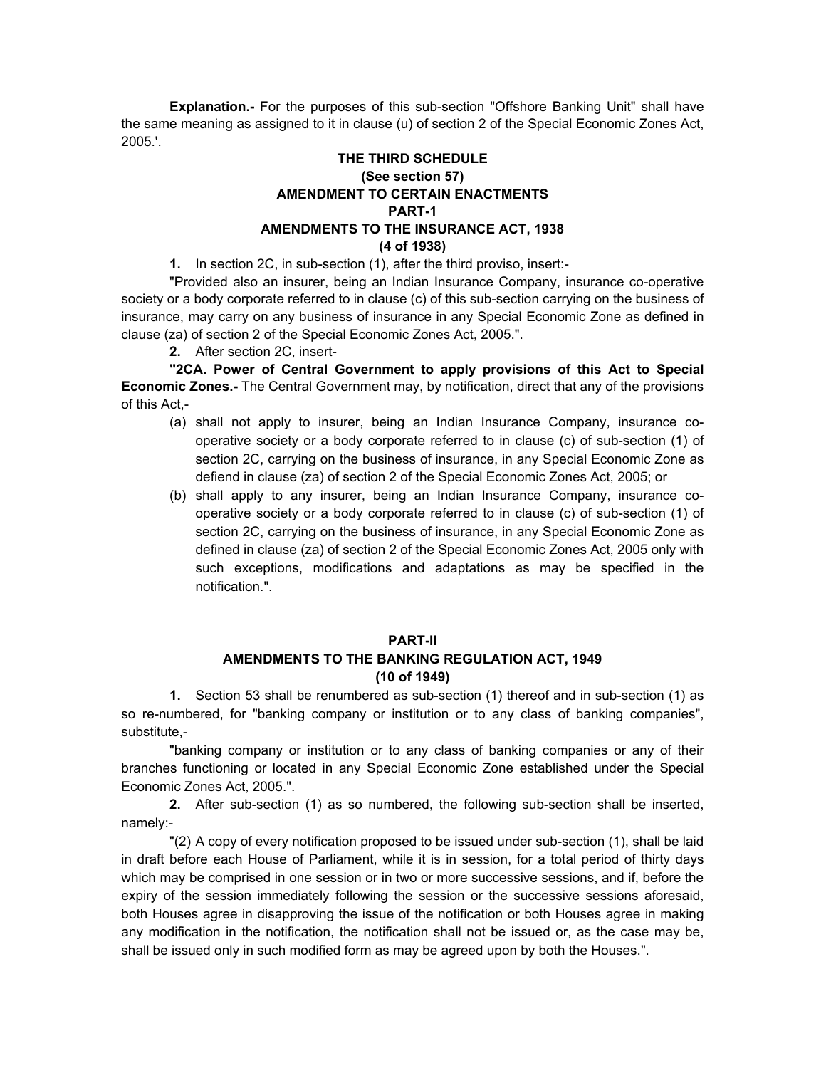**Explanation.-** For the purposes of this sub-section "Offshore Banking Unit" shall have the same meaning as assigned to it in clause (u) of section 2 of the Special Economic Zones Act, 2005.'.

## THE THIRD SCHEDULE
### (See section 57)
### AMENDMENT TO CERTAIN ENACTMENTS
### PART-1
### AMENDMENTS TO THE INSURANCE ACT, 1938
### (4 of 1938)

**1.** In section 2C, in sub-section (1), after the third proviso, insert:-

"Provided also an insurer, being an Indian Insurance Company, insurance co-operative society or a body corporate referred to in clause (c) of this sub-section carrying on the business of insurance, may carry on any business of insurance in any Special Economic Zone as defined in clause (za) of section 2 of the Special Economic Zones Act, 2005.".

**2.** After section 2C, insert-

**"2CA. Power of Central Government to apply provisions of this Act to Special Economic Zones.-** The Central Government may, by notification, direct that any of the provisions of this Act,-

(a) shall not apply to insurer, being an Indian Insurance Company, insurance co-operative society or a body corporate referred to in clause (c) of sub-section (1) of section 2C, carrying on the business of insurance, in any Special Economic Zone as defiend in clause (za) of section 2 of the Special Economic Zones Act, 2005; or

(b) shall apply to any insurer, being an Indian Insurance Company, insurance co-operative society or a body corporate referred to in clause (c) of sub-section (1) of section 2C, carrying on the business of insurance, in any Special Economic Zone as defined in clause (za) of section 2 of the Special Economic Zones Act, 2005 only with such exceptions, modifications and adaptations as may be specified in the notification.".

### PART-II
### AMENDMENTS TO THE BANKING REGULATION ACT, 1949
### (10 of 1949)

**1.** Section 53 shall be renumbered as sub-section (1) thereof and in sub-section (1) as so re-numbered, for "banking company or institution or to any class of banking companies", substitute,-

"banking company or institution or to any class of banking companies or any of their branches functioning or located in any Special Economic Zone established under the Special Economic Zones Act, 2005.".

**2.** After sub-section (1) as so numbered, the following sub-section shall be inserted, namely:-

"(2) A copy of every notification proposed to be issued under sub-section (1), shall be laid in draft before each House of Parliament, while it is in session, for a total period of thirty days which may be comprised in one session or in two or more successive sessions, and if, before the expiry of the session immediately following the session or the successive sessions aforesaid, both Houses agree in disapproving the issue of the notification or both Houses agree in making any modification in the notification, the notification shall not be issued or, as the case may be, shall be issued only in such modified form as may be agreed upon by both the Houses.".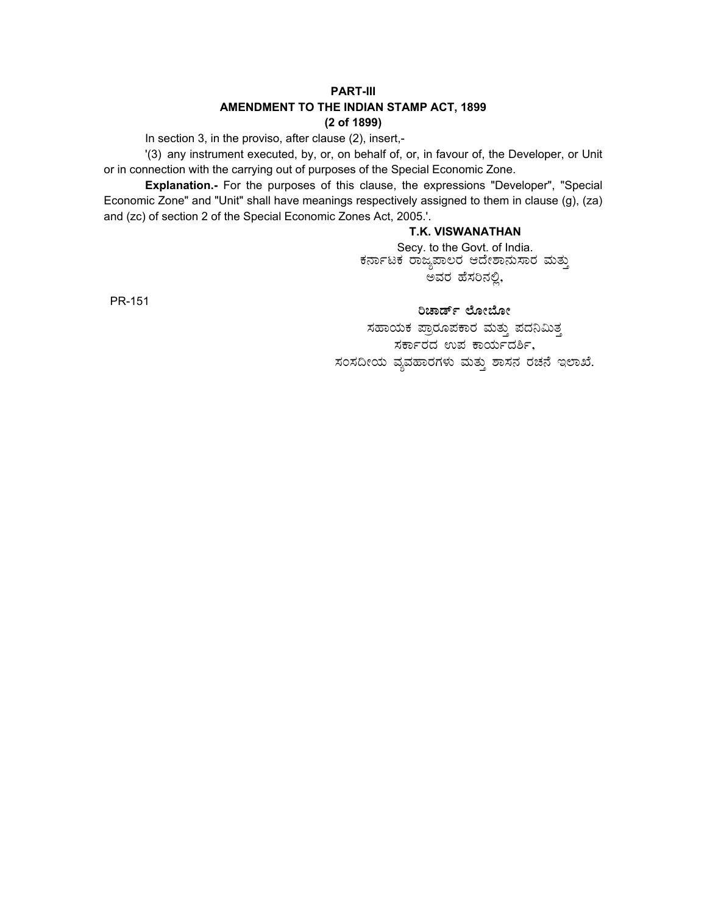**PART-III**

**AMENDMENT TO THE INDIAN STAMP ACT, 1899**

**(2 of 1899)**

In section 3, in the proviso, after clause (2), insert,-

'(3) any instrument executed, by, or, on behalf of, or, in favour of, the Developer, or Unit or in connection with the carrying out of purposes of the Special Economic Zone.

**Explanation.-** For the purposes of this clause, the expressions "Developer", "Special Economic Zone" and "Unit" shall have meanings respectively assigned to them in clause (g), (za) and (zc) of section 2 of the Special Economic Zones Act, 2005.'.

**T.K. VISWANATHAN**

Secy. to the Govt. of India.

ಕರ್ನಾಟಕ ರಾಜ್ಯಪಾಲರ ಆದೇಶಾನುಸಾರ ಮತ್ತು
ಅವರ ಹೆಸರಿನಲ್ಲಿ,

PR-151

**ರಿಚಾರ್ಡ್ ಲೋಬೋ**

ಸಹಾಯಕ ಪ್ರಾರೂಪಕಾರ ಮತ್ತು ಪದನಿಮಿತ್ತ
ಸರ್ಕಾರದ ಉಪ ಕಾರ್ಯದರ್ಶಿ,
ಸಂಸದೀಯ ವ್ಯವಹಾರಗಳು ಮತ್ತು ಶಾಸನ ರಚನೆ ಇಲಾಖೆ.